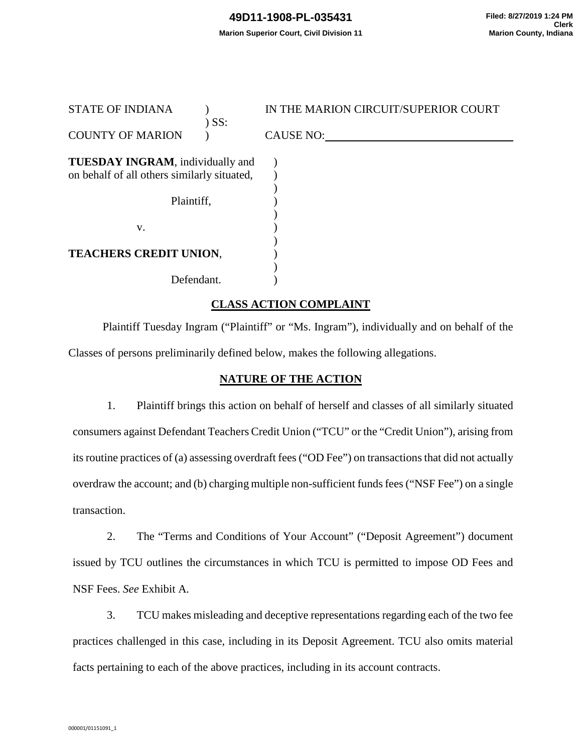49D11-1908-PL-035431

Marion Superior Court, Civil Division 11

Filed: 8/27/2019 1:24 PM
Clerk
Marion County, Indiana

STATE OF INDIANA ) IN THE MARION CIRCUIT/SUPERIOR COURT
) SS:
COUNTY OF MARION ) CAUSE NO: ______________________

**TUESDAY INGRAM**, individually and on behalf of all others similarly situated,

Plaintiff,

v.

**TEACHERS CREDIT UNION**,

Defendant.

## CLASS ACTION COMPLAINT

Plaintiff Tuesday Ingram ("Plaintiff" or "Ms. Ingram"), individually and on behalf of the Classes of persons preliminarily defined below, makes the following allegations.

## NATURE OF THE ACTION

1. Plaintiff brings this action on behalf of herself and classes of all similarly situated consumers against Defendant Teachers Credit Union ("TCU" or the "Credit Union"), arising from its routine practices of (a) assessing overdraft fees ("OD Fee") on transactions that did not actually overdraw the account; and (b) charging multiple non-sufficient funds fees ("NSF Fee") on a single transaction.

2. The "Terms and Conditions of Your Account" ("Deposit Agreement") document issued by TCU outlines the circumstances in which TCU is permitted to impose OD Fees and NSF Fees. *See* Exhibit A.

3. TCU makes misleading and deceptive representations regarding each of the two fee practices challenged in this case, including in its Deposit Agreement. TCU also omits material facts pertaining to each of the above practices, including in its account contracts.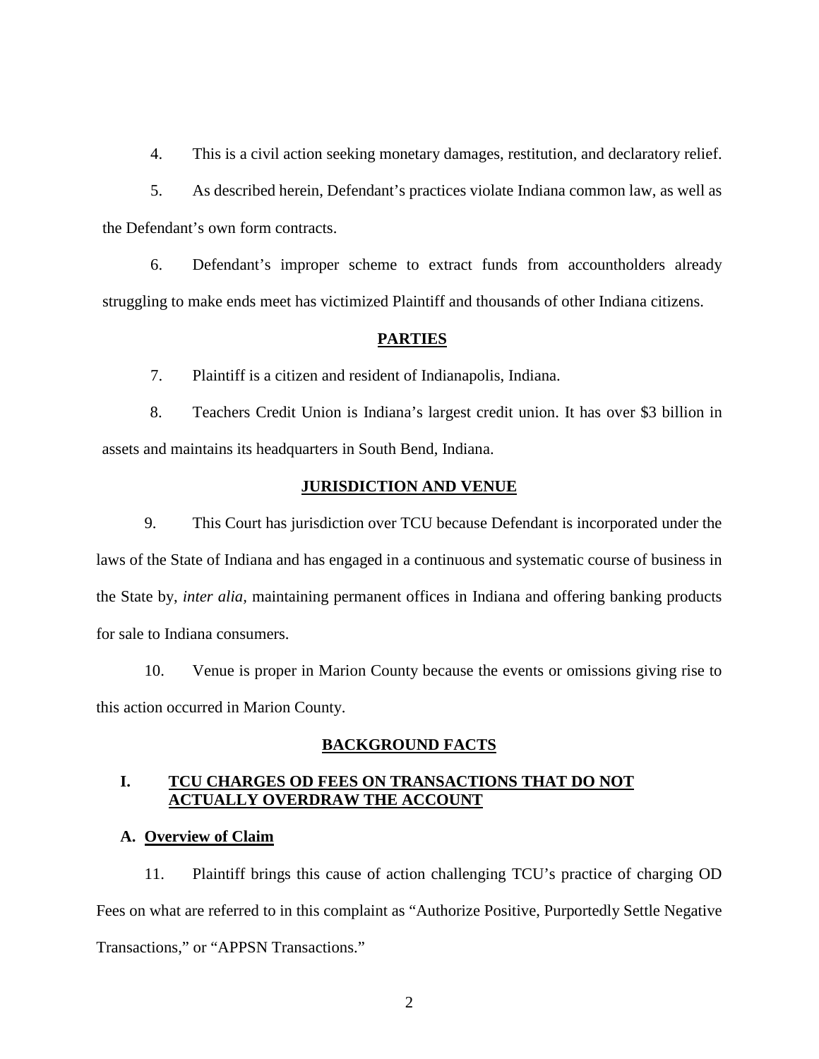4. This is a civil action seeking monetary damages, restitution, and declaratory relief.

5. As described herein, Defendant's practices violate Indiana common law, as well as the Defendant's own form contracts.

6. Defendant's improper scheme to extract funds from accountholders already struggling to make ends meet has victimized Plaintiff and thousands of other Indiana citizens.

## PARTIES

7. Plaintiff is a citizen and resident of Indianapolis, Indiana.

8. Teachers Credit Union is Indiana's largest credit union. It has over $3 billion in assets and maintains its headquarters in South Bend, Indiana.

## JURISDICTION AND VENUE

9. This Court has jurisdiction over TCU because Defendant is incorporated under the laws of the State of Indiana and has engaged in a continuous and systematic course of business in the State by, *inter alia*, maintaining permanent offices in Indiana and offering banking products for sale to Indiana consumers.

10. Venue is proper in Marion County because the events or omissions giving rise to this action occurred in Marion County.

## BACKGROUND FACTS

### I. TCU CHARGES OD FEES ON TRANSACTIONS THAT DO NOT ACTUALLY OVERDRAW THE ACCOUNT

#### A. Overview of Claim

11. Plaintiff brings this cause of action challenging TCU's practice of charging OD Fees on what are referred to in this complaint as "Authorize Positive, Purportedly Settle Negative Transactions," or "APPSN Transactions."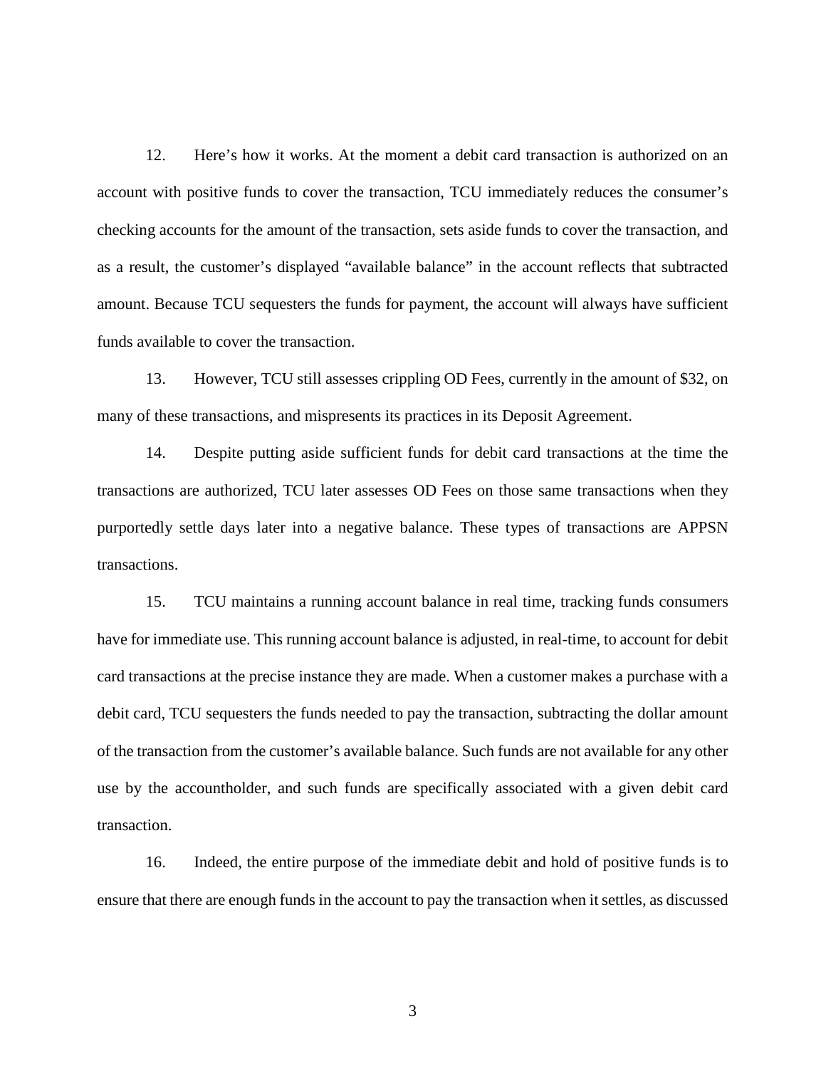12. Here's how it works. At the moment a debit card transaction is authorized on an account with positive funds to cover the transaction, TCU immediately reduces the consumer's checking accounts for the amount of the transaction, sets aside funds to cover the transaction, and as a result, the customer's displayed "available balance" in the account reflects that subtracted amount. Because TCU sequesters the funds for payment, the account will always have sufficient funds available to cover the transaction.

13. However, TCU still assesses crippling OD Fees, currently in the amount of $32, on many of these transactions, and mispresents its practices in its Deposit Agreement.

14. Despite putting aside sufficient funds for debit card transactions at the time the transactions are authorized, TCU later assesses OD Fees on those same transactions when they purportedly settle days later into a negative balance. These types of transactions are APPSN transactions.

15. TCU maintains a running account balance in real time, tracking funds consumers have for immediate use. This running account balance is adjusted, in real-time, to account for debit card transactions at the precise instance they are made. When a customer makes a purchase with a debit card, TCU sequesters the funds needed to pay the transaction, subtracting the dollar amount of the transaction from the customer's available balance. Such funds are not available for any other use by the accountholder, and such funds are specifically associated with a given debit card transaction.

16. Indeed, the entire purpose of the immediate debit and hold of positive funds is to ensure that there are enough funds in the account to pay the transaction when it settles, as discussed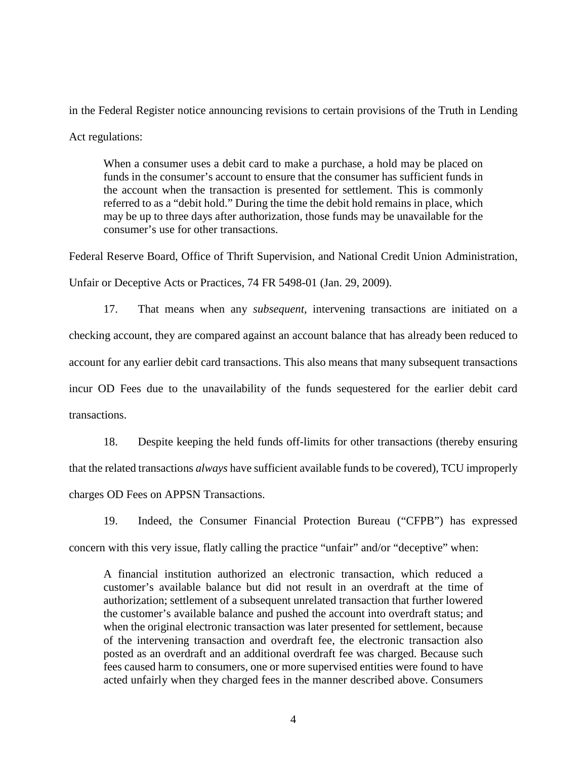in the Federal Register notice announcing revisions to certain provisions of the Truth in Lending Act regulations:

> When a consumer uses a debit card to make a purchase, a hold may be placed on funds in the consumer's account to ensure that the consumer has sufficient funds in the account when the transaction is presented for settlement. This is commonly referred to as a "debit hold." During the time the debit hold remains in place, which may be up to three days after authorization, those funds may be unavailable for the consumer's use for other transactions.

Federal Reserve Board, Office of Thrift Supervision, and National Credit Union Administration, Unfair or Deceptive Acts or Practices, 74 FR 5498-01 (Jan. 29, 2009).

17. That means when any *subsequent*, intervening transactions are initiated on a checking account, they are compared against an account balance that has already been reduced to account for any earlier debit card transactions. This also means that many subsequent transactions incur OD Fees due to the unavailability of the funds sequestered for the earlier debit card transactions.

18. Despite keeping the held funds off-limits for other transactions (thereby ensuring that the related transactions *always* have sufficient available funds to be covered), TCU improperly charges OD Fees on APPSN Transactions.

19. Indeed, the Consumer Financial Protection Bureau ("CFPB") has expressed concern with this very issue, flatly calling the practice "unfair" and/or "deceptive" when:

> A financial institution authorized an electronic transaction, which reduced a customer's available balance but did not result in an overdraft at the time of authorization; settlement of a subsequent unrelated transaction that further lowered the customer's available balance and pushed the account into overdraft status; and when the original electronic transaction was later presented for settlement, because of the intervening transaction and overdraft fee, the electronic transaction also posted as an overdraft and an additional overdraft fee was charged. Because such fees caused harm to consumers, one or more supervised entities were found to have acted unfairly when they charged fees in the manner described above. Consumers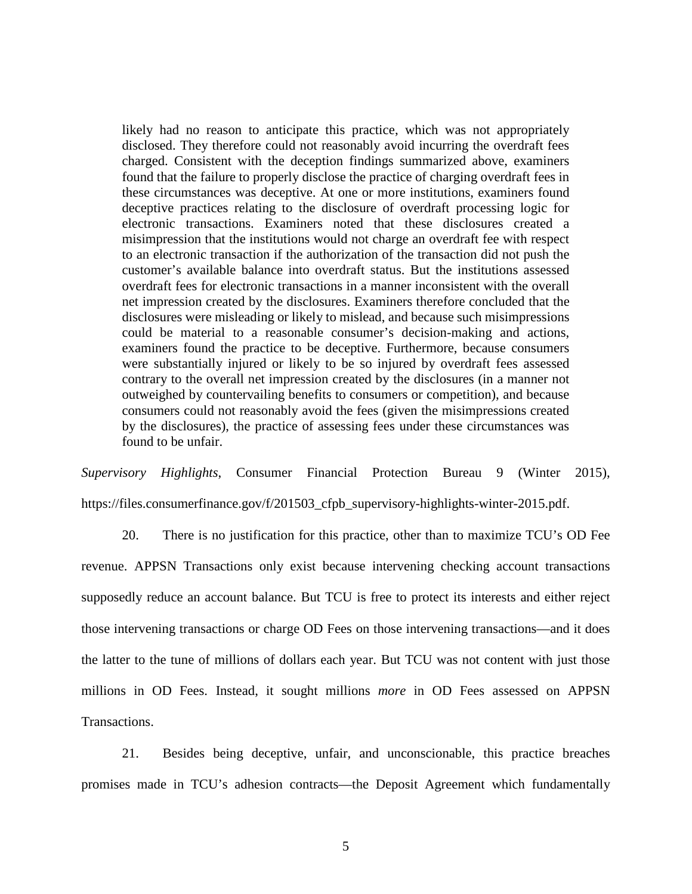> likely had no reason to anticipate this practice, which was not appropriately disclosed. They therefore could not reasonably avoid incurring the overdraft fees charged. Consistent with the deception findings summarized above, examiners found that the failure to properly disclose the practice of charging overdraft fees in these circumstances was deceptive. At one or more institutions, examiners found deceptive practices relating to the disclosure of overdraft processing logic for electronic transactions. Examiners noted that these disclosures created a misimpression that the institutions would not charge an overdraft fee with respect to an electronic transaction if the authorization of the transaction did not push the customer's available balance into overdraft status. But the institutions assessed overdraft fees for electronic transactions in a manner inconsistent with the overall net impression created by the disclosures. Examiners therefore concluded that the disclosures were misleading or likely to mislead, and because such misimpressions could be material to a reasonable consumer's decision-making and actions, examiners found the practice to be deceptive. Furthermore, because consumers were substantially injured or likely to be so injured by overdraft fees assessed contrary to the overall net impression created by the disclosures (in a manner not outweighed by countervailing benefits to consumers or competition), and because consumers could not reasonably avoid the fees (given the misimpressions created by the disclosures), the practice of assessing fees under these circumstances was found to be unfair.

*Supervisory Highlights*, Consumer Financial Protection Bureau 9 (Winter 2015), https://files.consumerfinance.gov/f/201503_cfpb_supervisory-highlights-winter-2015.pdf.

20. There is no justification for this practice, other than to maximize TCU's OD Fee revenue. APPSN Transactions only exist because intervening checking account transactions supposedly reduce an account balance. But TCU is free to protect its interests and either reject those intervening transactions or charge OD Fees on those intervening transactions—and it does the latter to the tune of millions of dollars each year. But TCU was not content with just those millions in OD Fees. Instead, it sought millions *more* in OD Fees assessed on APPSN Transactions.

21. Besides being deceptive, unfair, and unconscionable, this practice breaches promises made in TCU's adhesion contracts—the Deposit Agreement which fundamentally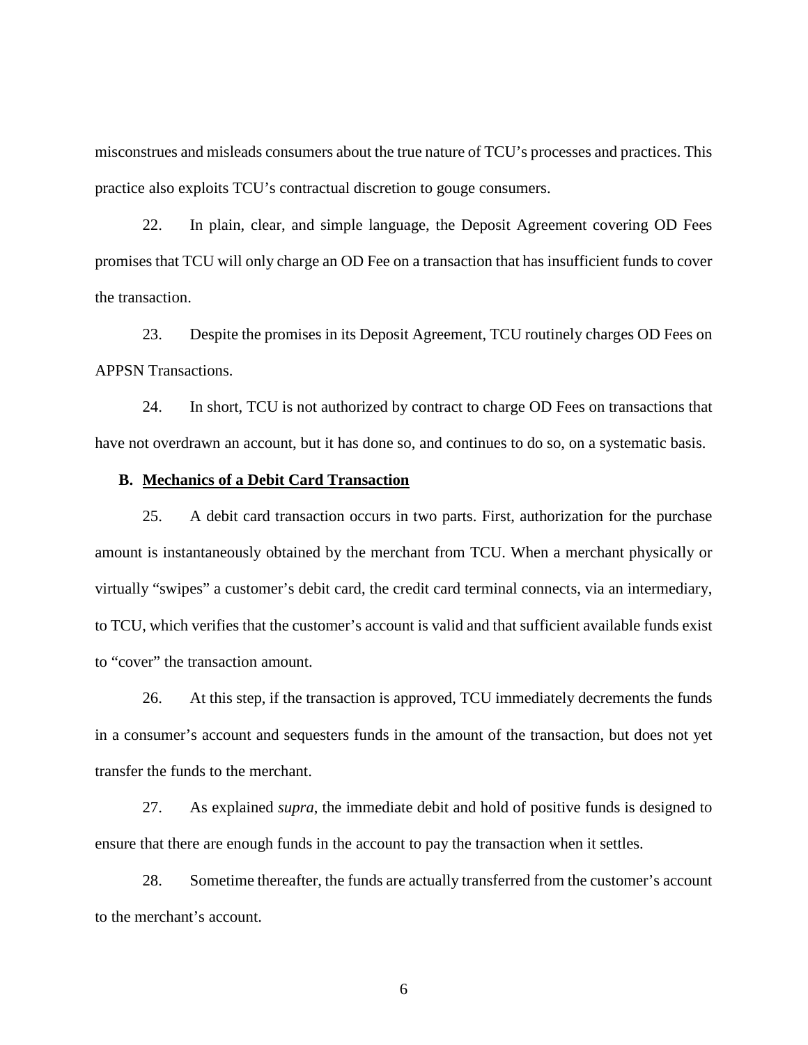misconstrues and misleads consumers about the true nature of TCU's processes and practices. This practice also exploits TCU's contractual discretion to gouge consumers.

22. In plain, clear, and simple language, the Deposit Agreement covering OD Fees promises that TCU will only charge an OD Fee on a transaction that has insufficient funds to cover the transaction.

23. Despite the promises in its Deposit Agreement, TCU routinely charges OD Fees on APPSN Transactions.

24. In short, TCU is not authorized by contract to charge OD Fees on transactions that have not overdrawn an account, but it has done so, and continues to do so, on a systematic basis.

### B. Mechanics of a Debit Card Transaction

25. A debit card transaction occurs in two parts. First, authorization for the purchase amount is instantaneously obtained by the merchant from TCU. When a merchant physically or virtually "swipes" a customer's debit card, the credit card terminal connects, via an intermediary, to TCU, which verifies that the customer's account is valid and that sufficient available funds exist to "cover" the transaction amount.

26. At this step, if the transaction is approved, TCU immediately decrements the funds in a consumer's account and sequesters funds in the amount of the transaction, but does not yet transfer the funds to the merchant.

27. As explained *supra*, the immediate debit and hold of positive funds is designed to ensure that there are enough funds in the account to pay the transaction when it settles.

28. Sometime thereafter, the funds are actually transferred from the customer's account to the merchant's account.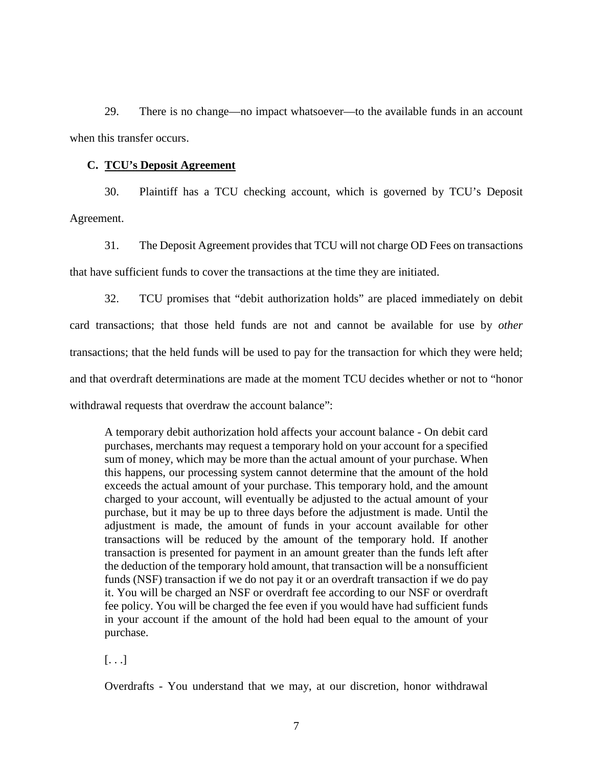29. There is no change—no impact whatsoever—to the available funds in an account when this transfer occurs.

### C. **TCU's Deposit Agreement**

30. Plaintiff has a TCU checking account, which is governed by TCU's Deposit Agreement.

31. The Deposit Agreement provides that TCU will not charge OD Fees on transactions that have sufficient funds to cover the transactions at the time they are initiated.

32. TCU promises that "debit authorization holds" are placed immediately on debit card transactions; that those held funds are not and cannot be available for use by *other* transactions; that the held funds will be used to pay for the transaction for which they were held; and that overdraft determinations are made at the moment TCU decides whether or not to "honor withdrawal requests that overdraw the account balance":

> A temporary debit authorization hold affects your account balance - On debit card purchases, merchants may request a temporary hold on your account for a specified sum of money, which may be more than the actual amount of your purchase. When this happens, our processing system cannot determine that the amount of the hold exceeds the actual amount of your purchase. This temporary hold, and the amount charged to your account, will eventually be adjusted to the actual amount of your purchase, but it may be up to three days before the adjustment is made. Until the adjustment is made, the amount of funds in your account available for other transactions will be reduced by the amount of the temporary hold. If another transaction is presented for payment in an amount greater than the funds left after the deduction of the temporary hold amount, that transaction will be a nonsufficient funds (NSF) transaction if we do not pay it or an overdraft transaction if we do pay it. You will be charged an NSF or overdraft fee according to our NSF or overdraft fee policy. You will be charged the fee even if you would have had sufficient funds in your account if the amount of the hold had been equal to the amount of your purchase.
>
> [. . .]
>
> Overdrafts - You understand that we may, at our discretion, honor withdrawal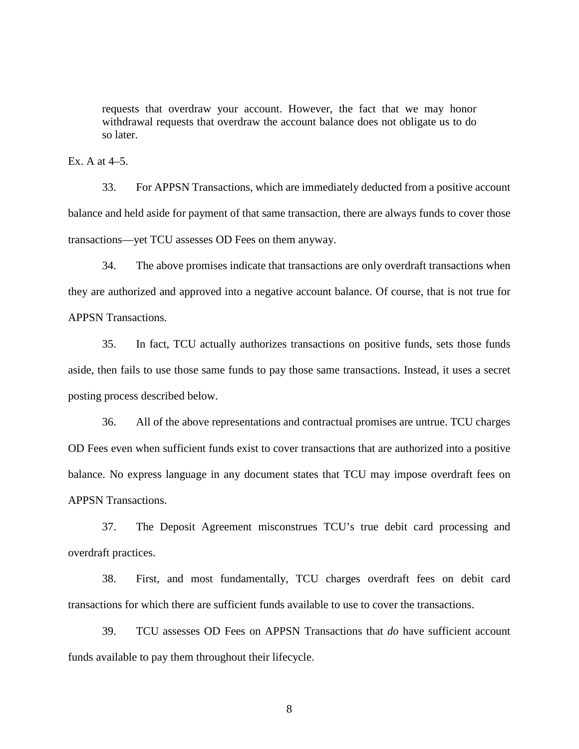> requests that overdraw your account. However, the fact that we may honor withdrawal requests that overdraw the account balance does not obligate us to do so later.

Ex. A at 4–5.

33. For APPSN Transactions, which are immediately deducted from a positive account balance and held aside for payment of that same transaction, there are always funds to cover those transactions—yet TCU assesses OD Fees on them anyway.

34. The above promises indicate that transactions are only overdraft transactions when they are authorized and approved into a negative account balance. Of course, that is not true for APPSN Transactions.

35. In fact, TCU actually authorizes transactions on positive funds, sets those funds aside, then fails to use those same funds to pay those same transactions. Instead, it uses a secret posting process described below.

36. All of the above representations and contractual promises are untrue. TCU charges OD Fees even when sufficient funds exist to cover transactions that are authorized into a positive balance. No express language in any document states that TCU may impose overdraft fees on APPSN Transactions.

37. The Deposit Agreement misconstrues TCU's true debit card processing and overdraft practices.

38. First, and most fundamentally, TCU charges overdraft fees on debit card transactions for which there are sufficient funds available to use to cover the transactions.

39. TCU assesses OD Fees on APPSN Transactions that *do* have sufficient account funds available to pay them throughout their lifecycle.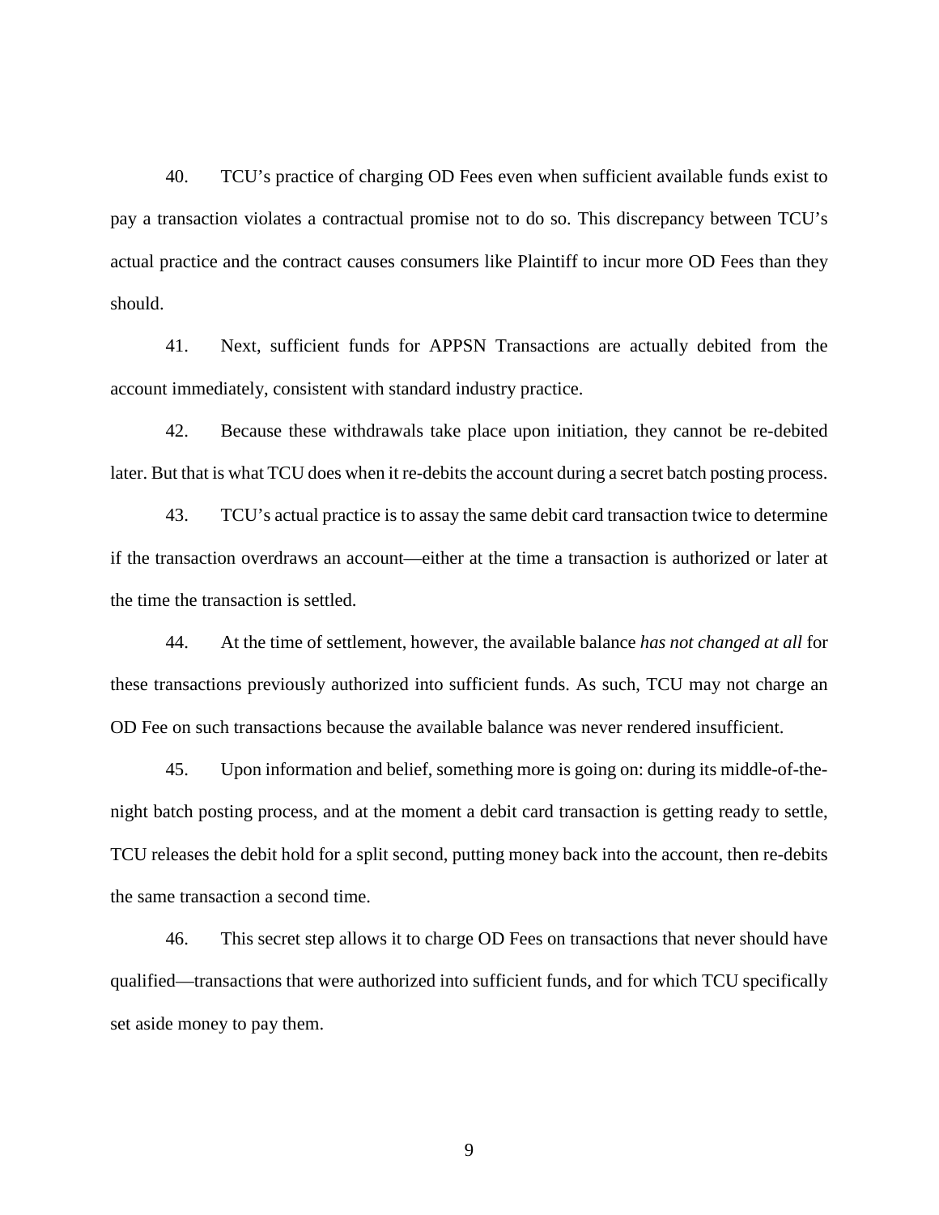40. TCU's practice of charging OD Fees even when sufficient available funds exist to pay a transaction violates a contractual promise not to do so. This discrepancy between TCU's actual practice and the contract causes consumers like Plaintiff to incur more OD Fees than they should.

41. Next, sufficient funds for APPSN Transactions are actually debited from the account immediately, consistent with standard industry practice.

42. Because these withdrawals take place upon initiation, they cannot be re-debited later. But that is what TCU does when it re-debits the account during a secret batch posting process.

43. TCU's actual practice is to assay the same debit card transaction twice to determine if the transaction overdraws an account—either at the time a transaction is authorized or later at the time the transaction is settled.

44. At the time of settlement, however, the available balance *has not changed at all* for these transactions previously authorized into sufficient funds. As such, TCU may not charge an OD Fee on such transactions because the available balance was never rendered insufficient.

45. Upon information and belief, something more is going on: during its middle-of-the-night batch posting process, and at the moment a debit card transaction is getting ready to settle, TCU releases the debit hold for a split second, putting money back into the account, then re-debits the same transaction a second time.

46. This secret step allows it to charge OD Fees on transactions that never should have qualified—transactions that were authorized into sufficient funds, and for which TCU specifically set aside money to pay them.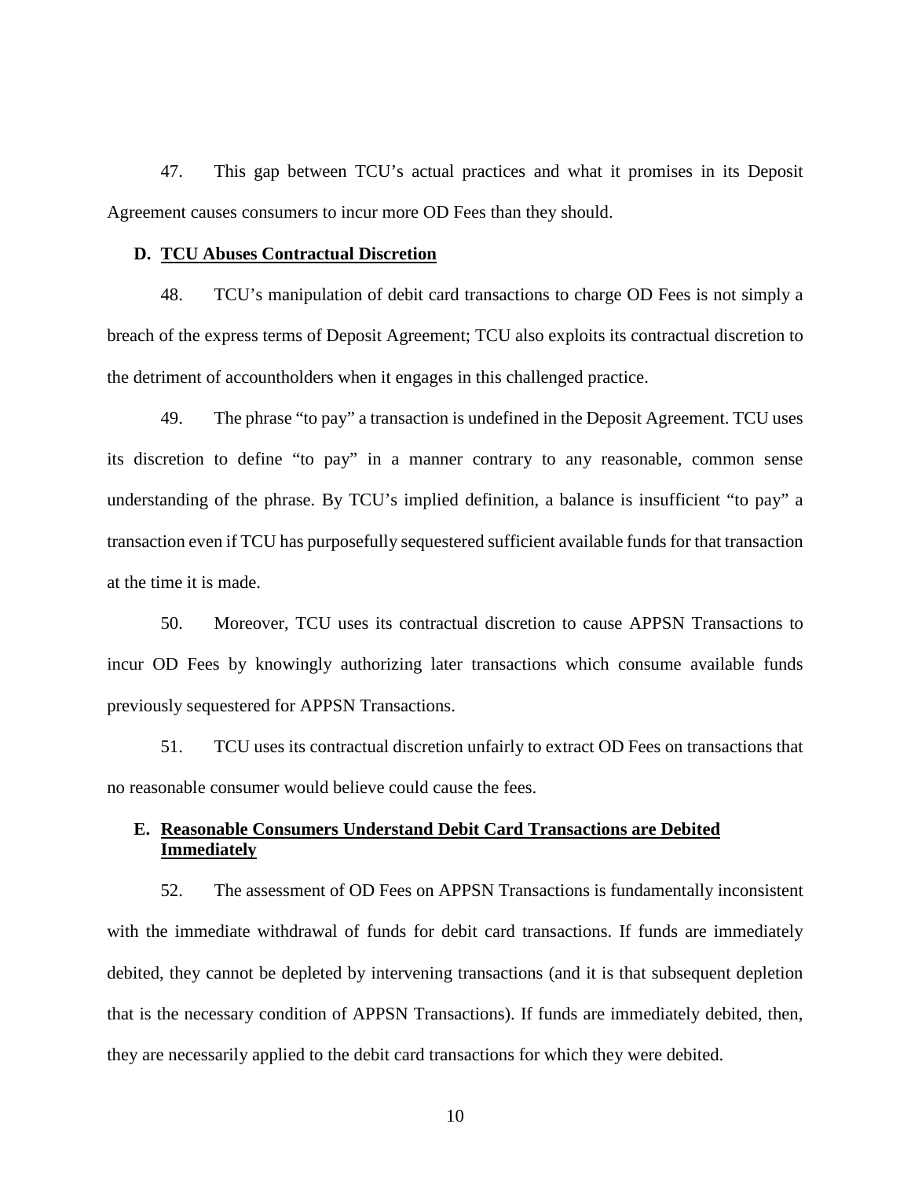47. This gap between TCU's actual practices and what it promises in its Deposit Agreement causes consumers to incur more OD Fees than they should.

### D. <u>TCU Abuses Contractual Discretion</u>

48. TCU's manipulation of debit card transactions to charge OD Fees is not simply a breach of the express terms of Deposit Agreement; TCU also exploits its contractual discretion to the detriment of accountholders when it engages in this challenged practice.

49. The phrase "to pay" a transaction is undefined in the Deposit Agreement. TCU uses its discretion to define "to pay" in a manner contrary to any reasonable, common sense understanding of the phrase. By TCU's implied definition, a balance is insufficient "to pay" a transaction even if TCU has purposefully sequestered sufficient available funds for that transaction at the time it is made.

50. Moreover, TCU uses its contractual discretion to cause APPSN Transactions to incur OD Fees by knowingly authorizing later transactions which consume available funds previously sequestered for APPSN Transactions.

51. TCU uses its contractual discretion unfairly to extract OD Fees on transactions that no reasonable consumer would believe could cause the fees.

### E. <u>Reasonable Consumers Understand Debit Card Transactions are Debited Immediately</u>

52. The assessment of OD Fees on APPSN Transactions is fundamentally inconsistent with the immediate withdrawal of funds for debit card transactions. If funds are immediately debited, they cannot be depleted by intervening transactions (and it is that subsequent depletion that is the necessary condition of APPSN Transactions). If funds are immediately debited, then, they are necessarily applied to the debit card transactions for which they were debited.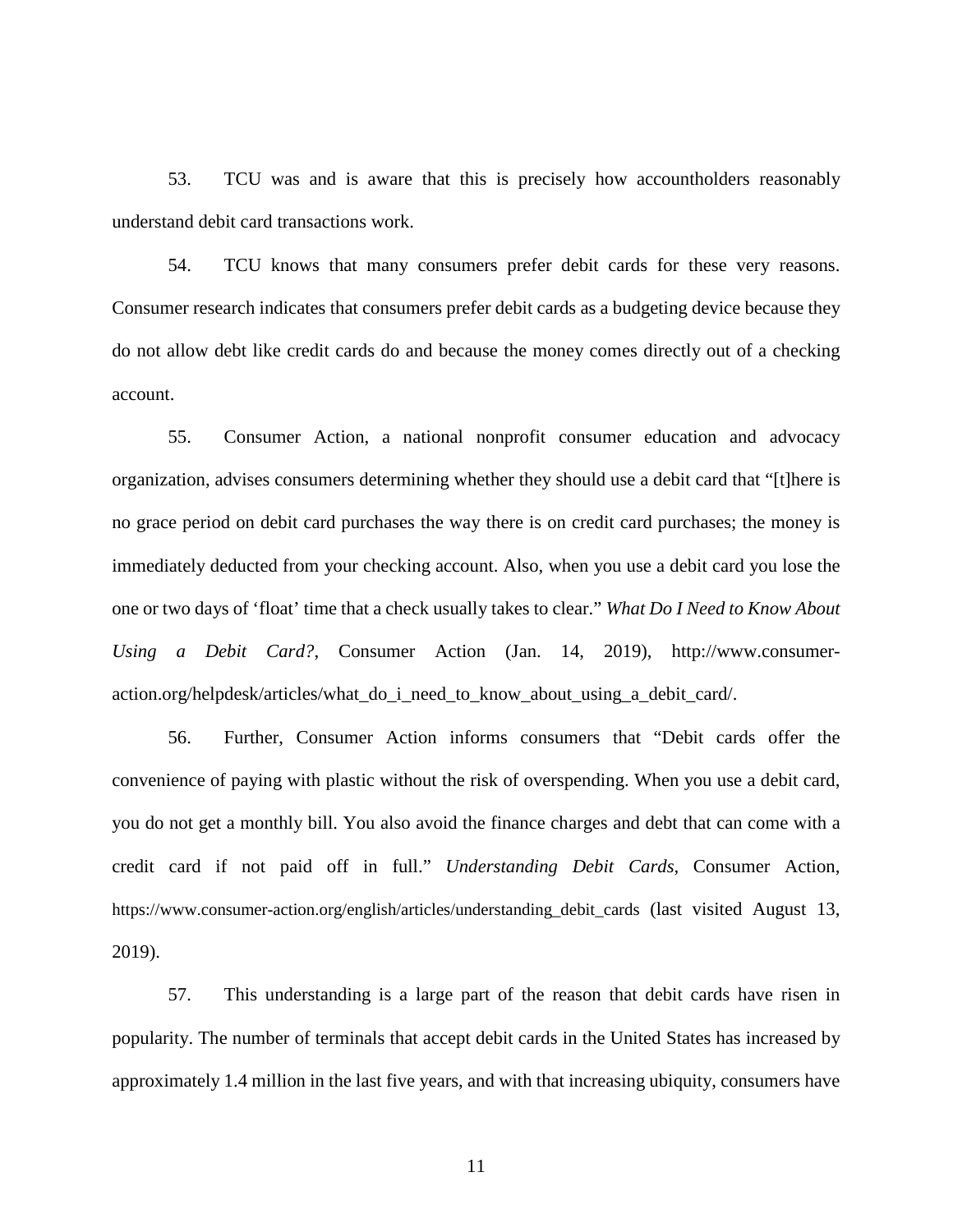53. TCU was and is aware that this is precisely how accountholders reasonably understand debit card transactions work.

54. TCU knows that many consumers prefer debit cards for these very reasons. Consumer research indicates that consumers prefer debit cards as a budgeting device because they do not allow debt like credit cards do and because the money comes directly out of a checking account.

55. Consumer Action, a national nonprofit consumer education and advocacy organization, advises consumers determining whether they should use a debit card that "[t]here is no grace period on debit card purchases the way there is on credit card purchases; the money is immediately deducted from your checking account. Also, when you use a debit card you lose the one or two days of 'float' time that a check usually takes to clear." *What Do I Need to Know About Using a Debit Card?*, Consumer Action (Jan. 14, 2019), http://www.consumer-action.org/helpdesk/articles/what_do_i_need_to_know_about_using_a_debit_card/.

56. Further, Consumer Action informs consumers that "Debit cards offer the convenience of paying with plastic without the risk of overspending. When you use a debit card, you do not get a monthly bill. You also avoid the finance charges and debt that can come with a credit card if not paid off in full." *Understanding Debit Cards*, Consumer Action, https://www.consumer-action.org/english/articles/understanding_debit_cards (last visited August 13, 2019).

57. This understanding is a large part of the reason that debit cards have risen in popularity. The number of terminals that accept debit cards in the United States has increased by approximately 1.4 million in the last five years, and with that increasing ubiquity, consumers have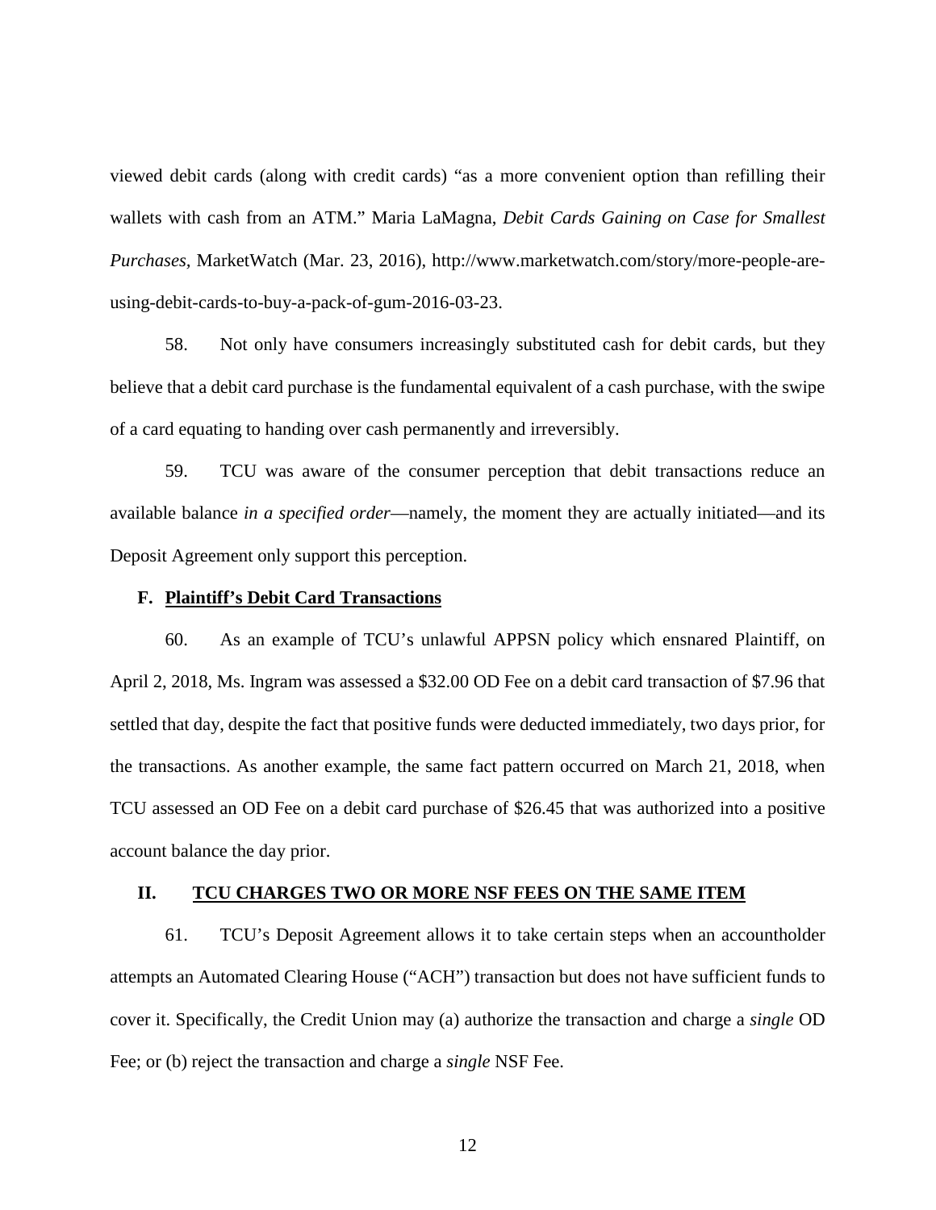viewed debit cards (along with credit cards) "as a more convenient option than refilling their wallets with cash from an ATM." Maria LaMagna, *Debit Cards Gaining on Case for Smallest Purchases*, MarketWatch (Mar. 23, 2016), http://www.marketwatch.com/story/more-people-are-using-debit-cards-to-buy-a-pack-of-gum-2016-03-23.

58. Not only have consumers increasingly substituted cash for debit cards, but they believe that a debit card purchase is the fundamental equivalent of a cash purchase, with the swipe of a card equating to handing over cash permanently and irreversibly.

59. TCU was aware of the consumer perception that debit transactions reduce an available balance *in a specified order*—namely, the moment they are actually initiated—and its Deposit Agreement only support this perception.

### F. Plaintiff's Debit Card Transactions

60. As an example of TCU's unlawful APPSN policy which ensnared Plaintiff, on April 2, 2018, Ms. Ingram was assessed a $32.00 OD Fee on a debit card transaction of $7.96 that settled that day, despite the fact that positive funds were deducted immediately, two days prior, for the transactions. As another example, the same fact pattern occurred on March 21, 2018, when TCU assessed an OD Fee on a debit card purchase of $26.45 that was authorized into a positive account balance the day prior.

## II. TCU CHARGES TWO OR MORE NSF FEES ON THE SAME ITEM

61. TCU's Deposit Agreement allows it to take certain steps when an accountholder attempts an Automated Clearing House ("ACH") transaction but does not have sufficient funds to cover it. Specifically, the Credit Union may (a) authorize the transaction and charge a *single* OD Fee; or (b) reject the transaction and charge a *single* NSF Fee.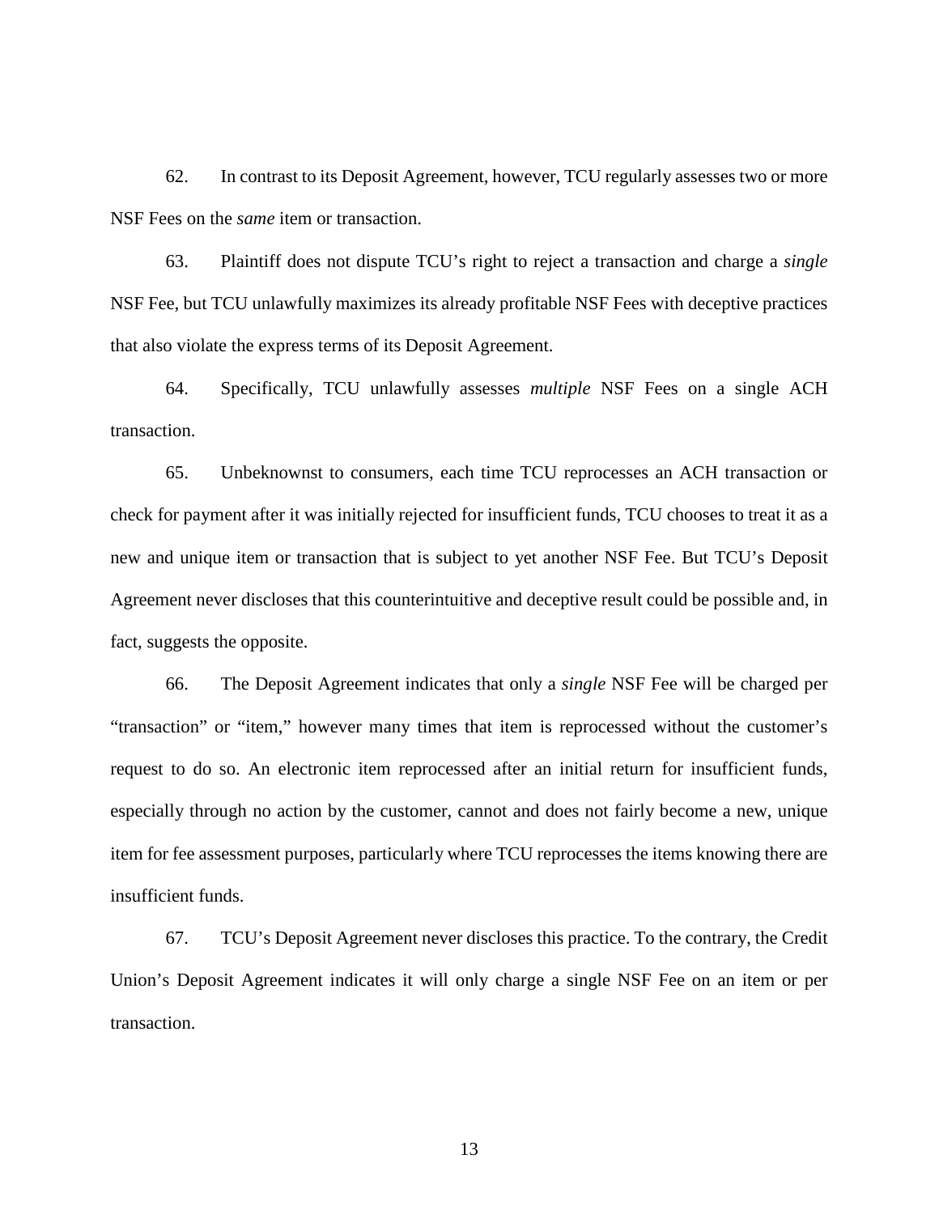62. In contrast to its Deposit Agreement, however, TCU regularly assesses two or more NSF Fees on the *same* item or transaction.

63. Plaintiff does not dispute TCU's right to reject a transaction and charge a *single* NSF Fee, but TCU unlawfully maximizes its already profitable NSF Fees with deceptive practices that also violate the express terms of its Deposit Agreement.

64. Specifically, TCU unlawfully assesses *multiple* NSF Fees on a single ACH transaction.

65. Unbeknownst to consumers, each time TCU reprocesses an ACH transaction or check for payment after it was initially rejected for insufficient funds, TCU chooses to treat it as a new and unique item or transaction that is subject to yet another NSF Fee. But TCU's Deposit Agreement never discloses that this counterintuitive and deceptive result could be possible and, in fact, suggests the opposite.

66. The Deposit Agreement indicates that only a *single* NSF Fee will be charged per "transaction" or "item," however many times that item is reprocessed without the customer's request to do so. An electronic item reprocessed after an initial return for insufficient funds, especially through no action by the customer, cannot and does not fairly become a new, unique item for fee assessment purposes, particularly where TCU reprocesses the items knowing there are insufficient funds.

67. TCU's Deposit Agreement never discloses this practice. To the contrary, the Credit Union's Deposit Agreement indicates it will only charge a single NSF Fee on an item or per transaction.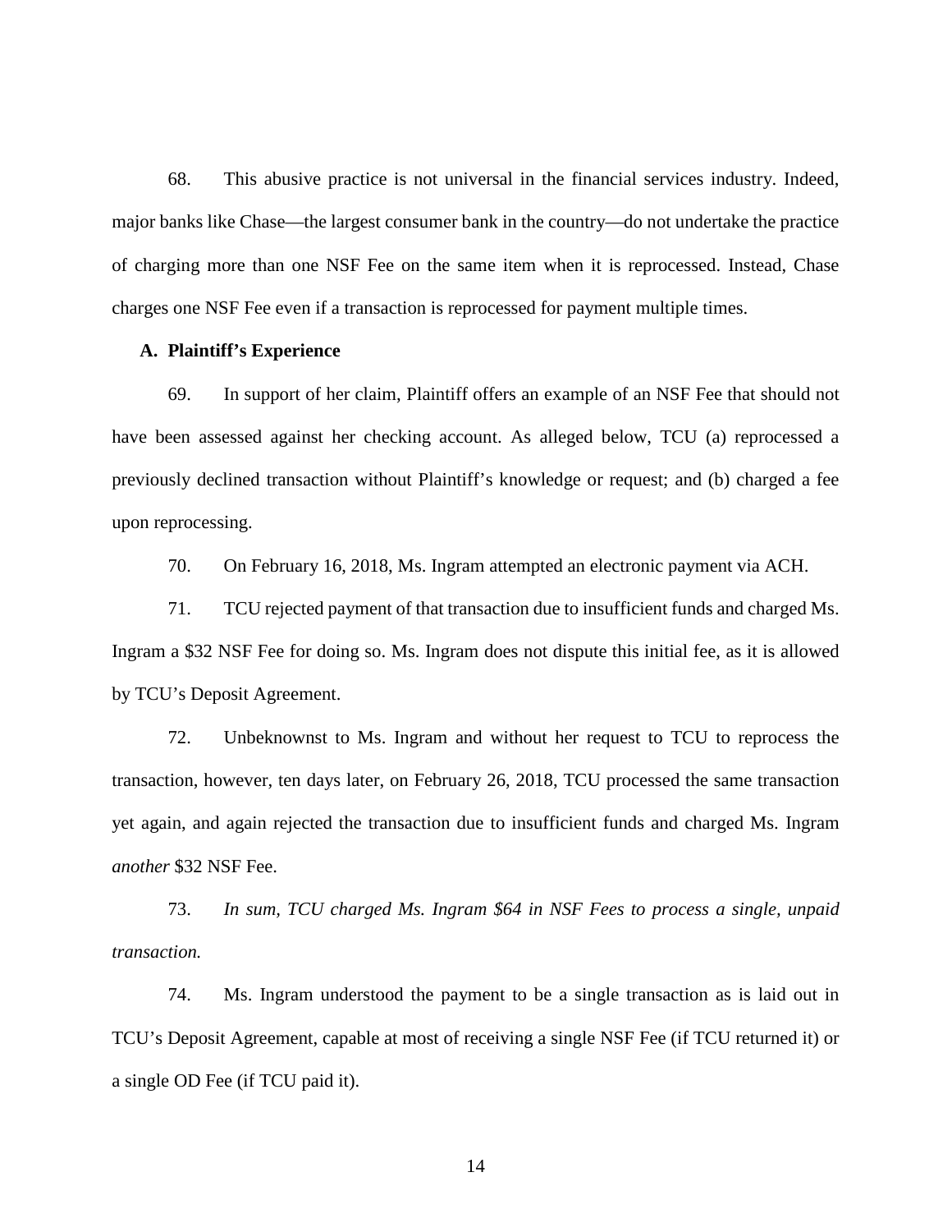68. This abusive practice is not universal in the financial services industry. Indeed, major banks like Chase—the largest consumer bank in the country—do not undertake the practice of charging more than one NSF Fee on the same item when it is reprocessed. Instead, Chase charges one NSF Fee even if a transaction is reprocessed for payment multiple times.

### A. Plaintiff's Experience

69. In support of her claim, Plaintiff offers an example of an NSF Fee that should not have been assessed against her checking account. As alleged below, TCU (a) reprocessed a previously declined transaction without Plaintiff's knowledge or request; and (b) charged a fee upon reprocessing.

70. On February 16, 2018, Ms. Ingram attempted an electronic payment via ACH.

71. TCU rejected payment of that transaction due to insufficient funds and charged Ms. Ingram a $32 NSF Fee for doing so. Ms. Ingram does not dispute this initial fee, as it is allowed by TCU's Deposit Agreement.

72. Unbeknownst to Ms. Ingram and without her request to TCU to reprocess the transaction, however, ten days later, on February 26, 2018, TCU processed the same transaction yet again, and again rejected the transaction due to insufficient funds and charged Ms. Ingram *another* $32 NSF Fee.

73. *In sum, TCU charged Ms. Ingram $64 in NSF Fees to process a single, unpaid transaction.*

74. Ms. Ingram understood the payment to be a single transaction as is laid out in TCU's Deposit Agreement, capable at most of receiving a single NSF Fee (if TCU returned it) or a single OD Fee (if TCU paid it).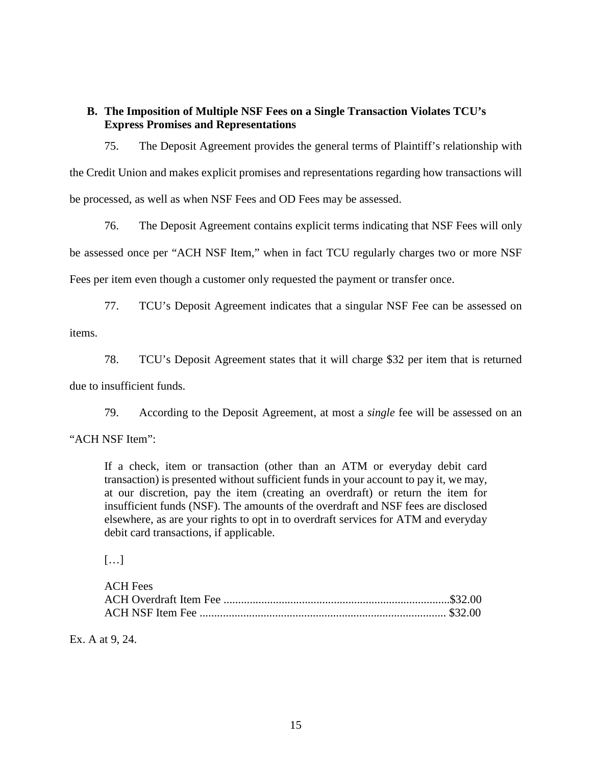### B. The Imposition of Multiple NSF Fees on a Single Transaction Violates TCU's Express Promises and Representations

75. The Deposit Agreement provides the general terms of Plaintiff's relationship with the Credit Union and makes explicit promises and representations regarding how transactions will be processed, as well as when NSF Fees and OD Fees may be assessed.

76. The Deposit Agreement contains explicit terms indicating that NSF Fees will only be assessed once per "ACH NSF Item," when in fact TCU regularly charges two or more NSF Fees per item even though a customer only requested the payment or transfer once.

77. TCU's Deposit Agreement indicates that a singular NSF Fee can be assessed on items.

78. TCU's Deposit Agreement states that it will charge $32 per item that is returned due to insufficient funds.

79. According to the Deposit Agreement, at most a *single* fee will be assessed on an "ACH NSF Item":

> If a check, item or transaction (other than an ATM or everyday debit card transaction) is presented without sufficient funds in your account to pay it, we may, at our discretion, pay the item (creating an overdraft) or return the item for insufficient funds (NSF). The amounts of the overdraft and NSF fees are disclosed elsewhere, as are your rights to opt in to overdraft services for ATM and everyday debit card transactions, if applicable.
>
> […]
>
> ACH Fees
> ACH Overdraft Item Fee ..............................................................................$32.00
> ACH NSF Item Fee ..................................................................................... $32.00

Ex. A at 9, 24.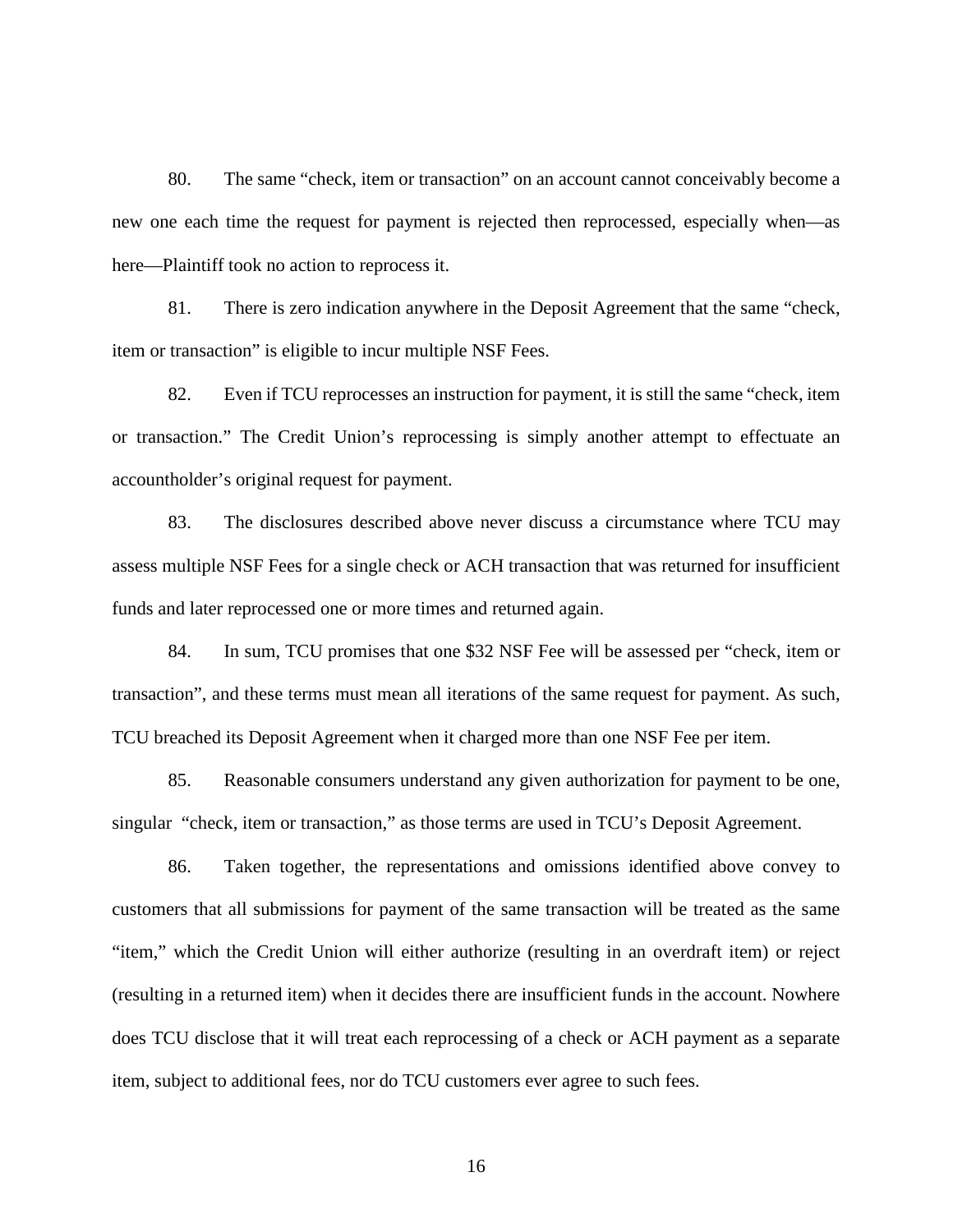80. The same "check, item or transaction" on an account cannot conceivably become a new one each time the request for payment is rejected then reprocessed, especially when—as here—Plaintiff took no action to reprocess it.

81. There is zero indication anywhere in the Deposit Agreement that the same "check, item or transaction" is eligible to incur multiple NSF Fees.

82. Even if TCU reprocesses an instruction for payment, it is still the same "check, item or transaction." The Credit Union's reprocessing is simply another attempt to effectuate an accountholder's original request for payment.

83. The disclosures described above never discuss a circumstance where TCU may assess multiple NSF Fees for a single check or ACH transaction that was returned for insufficient funds and later reprocessed one or more times and returned again.

84. In sum, TCU promises that one $32 NSF Fee will be assessed per "check, item or transaction", and these terms must mean all iterations of the same request for payment. As such, TCU breached its Deposit Agreement when it charged more than one NSF Fee per item.

85. Reasonable consumers understand any given authorization for payment to be one, singular "check, item or transaction," as those terms are used in TCU's Deposit Agreement.

86. Taken together, the representations and omissions identified above convey to customers that all submissions for payment of the same transaction will be treated as the same "item," which the Credit Union will either authorize (resulting in an overdraft item) or reject (resulting in a returned item) when it decides there are insufficient funds in the account. Nowhere does TCU disclose that it will treat each reprocessing of a check or ACH payment as a separate item, subject to additional fees, nor do TCU customers ever agree to such fees.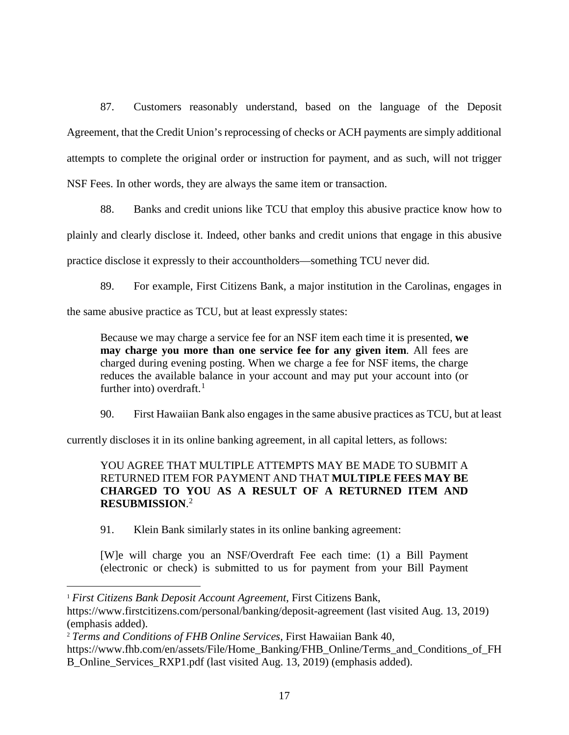87. Customers reasonably understand, based on the language of the Deposit Agreement, that the Credit Union's reprocessing of checks or ACH payments are simply additional attempts to complete the original order or instruction for payment, and as such, will not trigger NSF Fees. In other words, they are always the same item or transaction.

88. Banks and credit unions like TCU that employ this abusive practice know how to plainly and clearly disclose it. Indeed, other banks and credit unions that engage in this abusive practice disclose it expressly to their accountholders—something TCU never did.

89. For example, First Citizens Bank, a major institution in the Carolinas, engages in the same abusive practice as TCU, but at least expressly states:

> Because we may charge a service fee for an NSF item each time it is presented, **we may charge you more than one service fee for any given item**. All fees are charged during evening posting. When we charge a fee for NSF items, the charge reduces the available balance in your account and may put your account into (or further into) overdraft.[1]

90. First Hawaiian Bank also engages in the same abusive practices as TCU, but at least currently discloses it in its online banking agreement, in all capital letters, as follows:

> YOU AGREE THAT MULTIPLE ATTEMPTS MAY BE MADE TO SUBMIT A RETURNED ITEM FOR PAYMENT AND THAT **MULTIPLE FEES MAY BE CHARGED TO YOU AS A RESULT OF A RETURNED ITEM AND RESUBMISSION**.[2]

91. Klein Bank similarly states in its online banking agreement:

> [W]e will charge you an NSF/Overdraft Fee each time: (1) a Bill Payment (electronic or check) is submitted to us for payment from your Bill Payment

---

[1] *First Citizens Bank Deposit Account Agreement*, First Citizens Bank, https://www.firstcitizens.com/personal/banking/deposit-agreement (last visited Aug. 13, 2019) (emphasis added).

[2] *Terms and Conditions of FHB Online Services*, First Hawaiian Bank 40, https://www.fhb.com/en/assets/File/Home_Banking/FHB_Online/Terms_and_Conditions_of_FHB_Online_Services_RXP1.pdf (last visited Aug. 13, 2019) (emphasis added).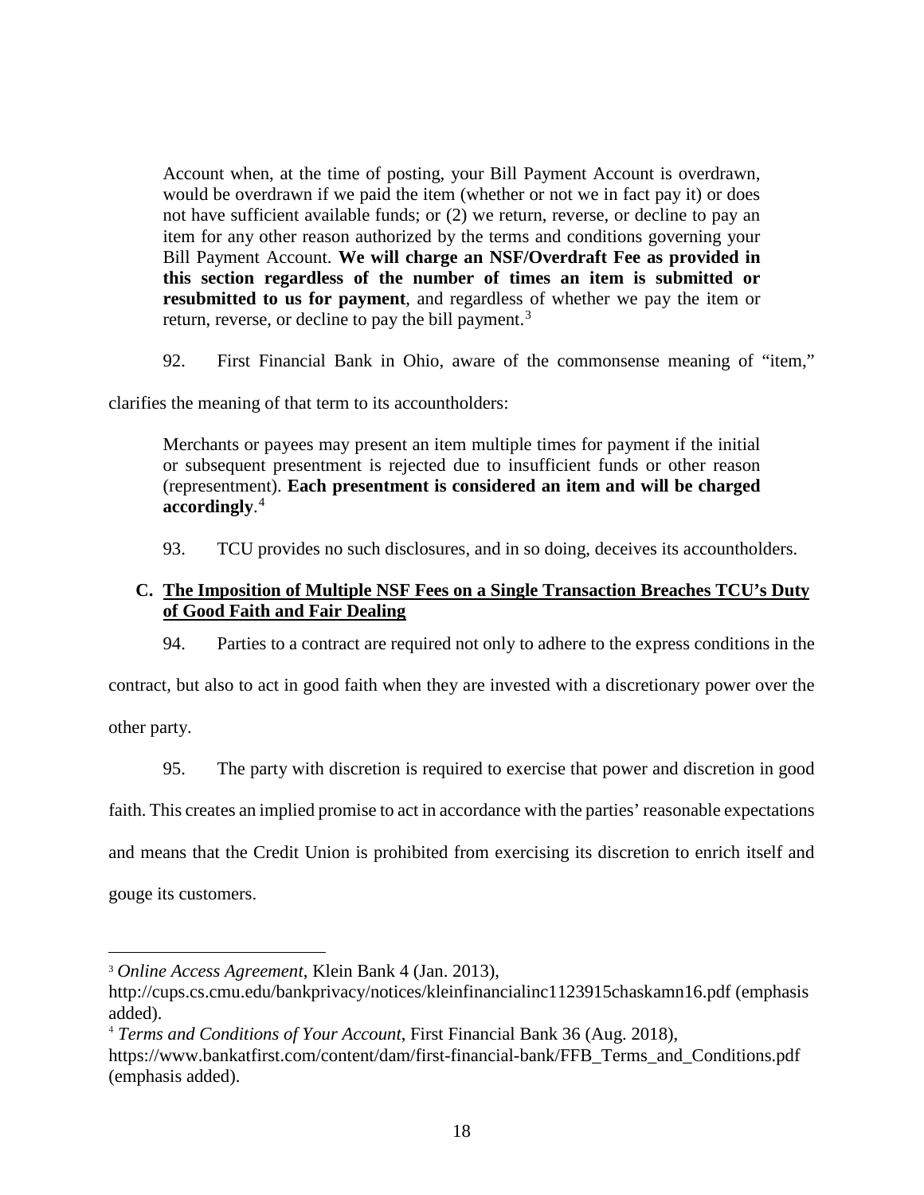> Account when, at the time of posting, your Bill Payment Account is overdrawn, would be overdrawn if we paid the item (whether or not we in fact pay it) or does not have sufficient available funds; or (2) we return, reverse, or decline to pay an item for any other reason authorized by the terms and conditions governing your Bill Payment Account. **We will charge an NSF/Overdraft Fee as provided in this section regardless of the number of times an item is submitted or resubmitted to us for payment**, and regardless of whether we pay the item or return, reverse, or decline to pay the bill payment.[3]

92. First Financial Bank in Ohio, aware of the commonsense meaning of "item," clarifies the meaning of that term to its accountholders:

> Merchants or payees may present an item multiple times for payment if the initial or subsequent presentment is rejected due to insufficient funds or other reason (representment). **Each presentment is considered an item and will be charged accordingly**.[4]

93. TCU provides no such disclosures, and in so doing, deceives its accountholders.

### C. The Imposition of Multiple NSF Fees on a Single Transaction Breaches TCU's Duty of Good Faith and Fair Dealing

94. Parties to a contract are required not only to adhere to the express conditions in the contract, but also to act in good faith when they are invested with a discretionary power over the other party.

95. The party with discretion is required to exercise that power and discretion in good faith. This creates an implied promise to act in accordance with the parties' reasonable expectations and means that the Credit Union is prohibited from exercising its discretion to enrich itself and gouge its customers.

---

[3] *Online Access Agreement*, Klein Bank 4 (Jan. 2013), http://cups.cs.cmu.edu/bankprivacy/notices/kleinfinancialinc1123915chaskamn16.pdf (emphasis added).

[4] *Terms and Conditions of Your Account*, First Financial Bank 36 (Aug. 2018), https://www.bankatfirst.com/content/dam/first-financial-bank/FFB_Terms_and_Conditions.pdf (emphasis added).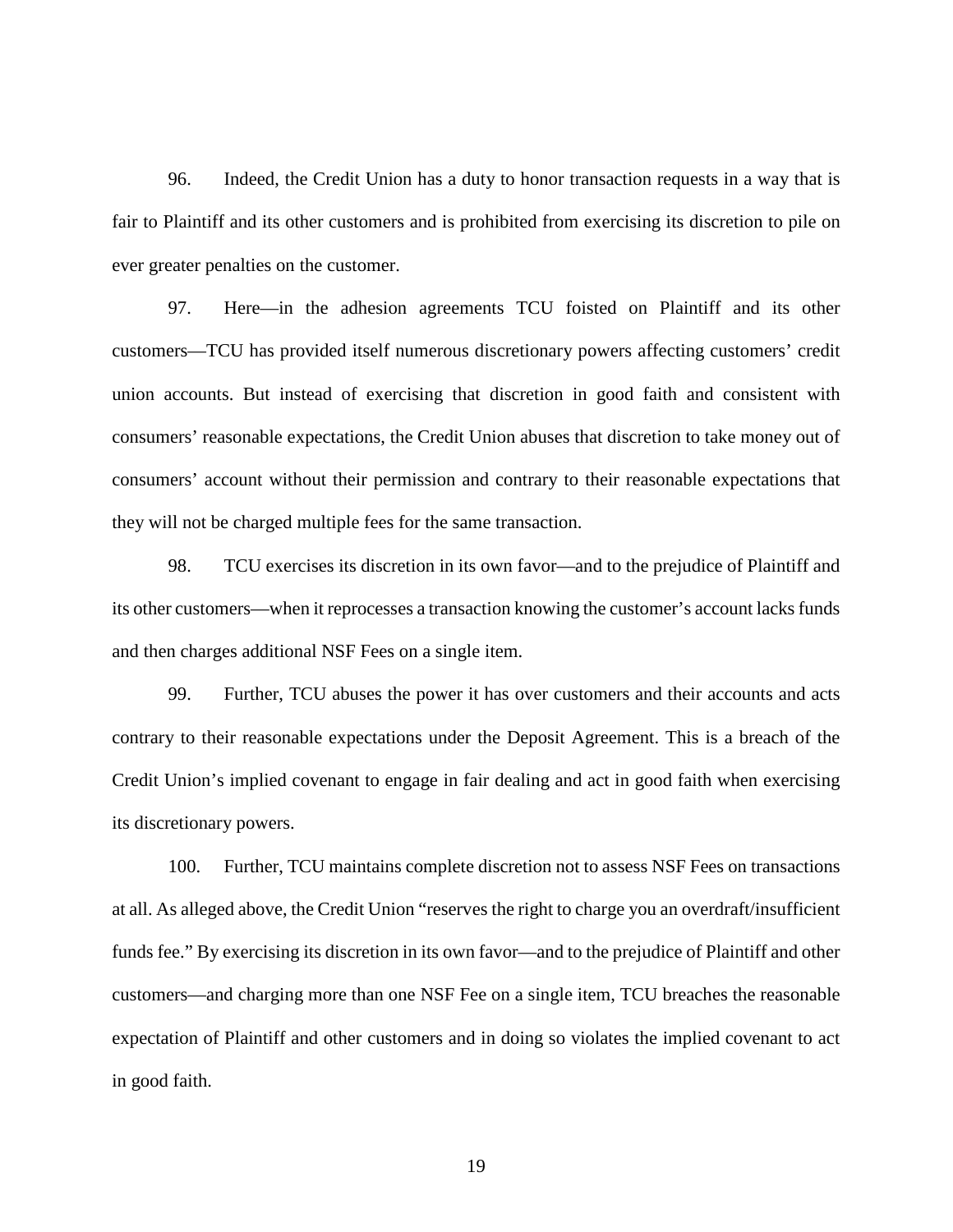96. Indeed, the Credit Union has a duty to honor transaction requests in a way that is fair to Plaintiff and its other customers and is prohibited from exercising its discretion to pile on ever greater penalties on the customer.

97. Here—in the adhesion agreements TCU foisted on Plaintiff and its other customers—TCU has provided itself numerous discretionary powers affecting customers' credit union accounts. But instead of exercising that discretion in good faith and consistent with consumers' reasonable expectations, the Credit Union abuses that discretion to take money out of consumers' account without their permission and contrary to their reasonable expectations that they will not be charged multiple fees for the same transaction.

98. TCU exercises its discretion in its own favor—and to the prejudice of Plaintiff and its other customers—when it reprocesses a transaction knowing the customer's account lacks funds and then charges additional NSF Fees on a single item.

99. Further, TCU abuses the power it has over customers and their accounts and acts contrary to their reasonable expectations under the Deposit Agreement. This is a breach of the Credit Union's implied covenant to engage in fair dealing and act in good faith when exercising its discretionary powers.

100. Further, TCU maintains complete discretion not to assess NSF Fees on transactions at all. As alleged above, the Credit Union "reserves the right to charge you an overdraft/insufficient funds fee." By exercising its discretion in its own favor—and to the prejudice of Plaintiff and other customers—and charging more than one NSF Fee on a single item, TCU breaches the reasonable expectation of Plaintiff and other customers and in doing so violates the implied covenant to act in good faith.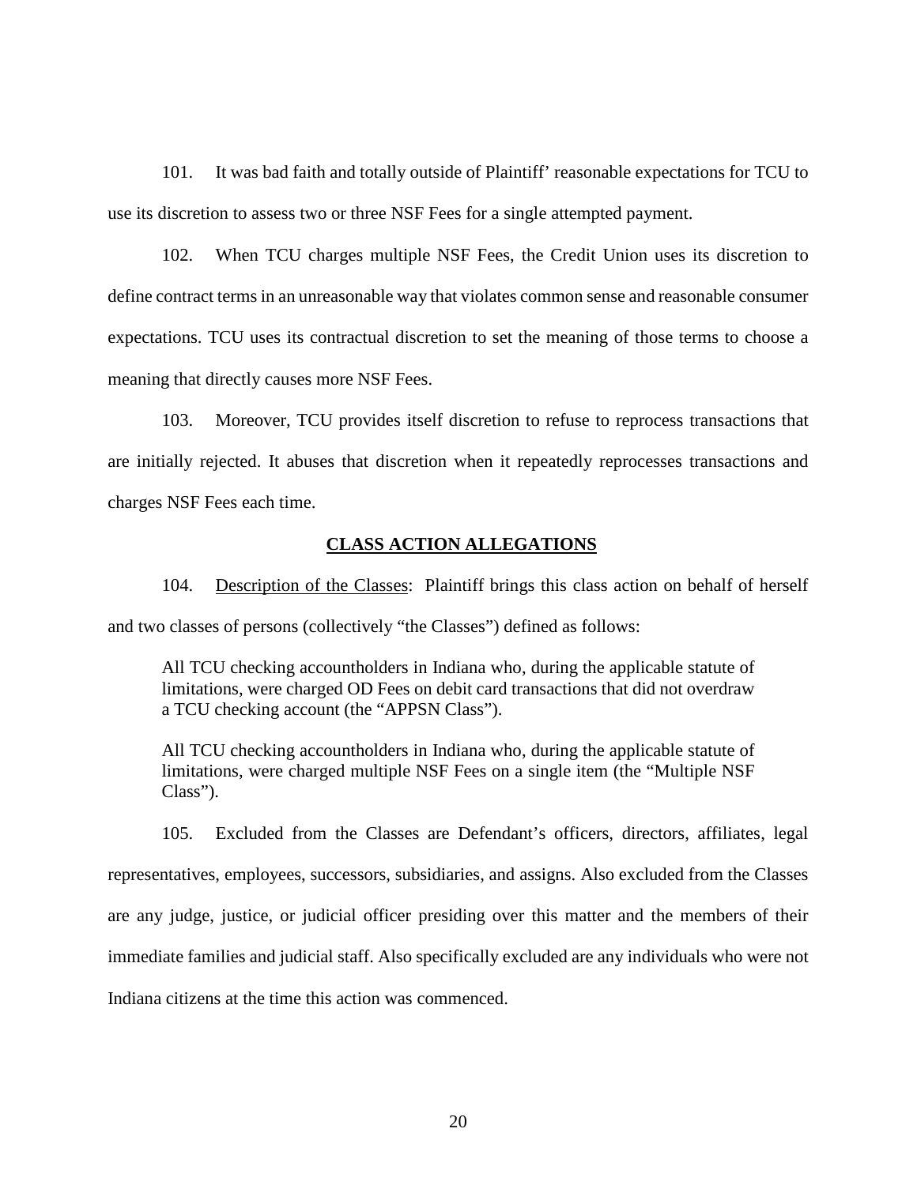101. It was bad faith and totally outside of Plaintiff' reasonable expectations for TCU to use its discretion to assess two or three NSF Fees for a single attempted payment.

102. When TCU charges multiple NSF Fees, the Credit Union uses its discretion to define contract terms in an unreasonable way that violates common sense and reasonable consumer expectations. TCU uses its contractual discretion to set the meaning of those terms to choose a meaning that directly causes more NSF Fees.

103. Moreover, TCU provides itself discretion to refuse to reprocess transactions that are initially rejected. It abuses that discretion when it repeatedly reprocesses transactions and charges NSF Fees each time.

## CLASS ACTION ALLEGATIONS

104. Description of the Classes: Plaintiff brings this class action on behalf of herself and two classes of persons (collectively "the Classes") defined as follows:

> All TCU checking accountholders in Indiana who, during the applicable statute of limitations, were charged OD Fees on debit card transactions that did not overdraw a TCU checking account (the "APPSN Class").
>
> All TCU checking accountholders in Indiana who, during the applicable statute of limitations, were charged multiple NSF Fees on a single item (the "Multiple NSF Class").

105. Excluded from the Classes are Defendant's officers, directors, affiliates, legal representatives, employees, successors, subsidiaries, and assigns. Also excluded from the Classes are any judge, justice, or judicial officer presiding over this matter and the members of their immediate families and judicial staff. Also specifically excluded are any individuals who were not Indiana citizens at the time this action was commenced.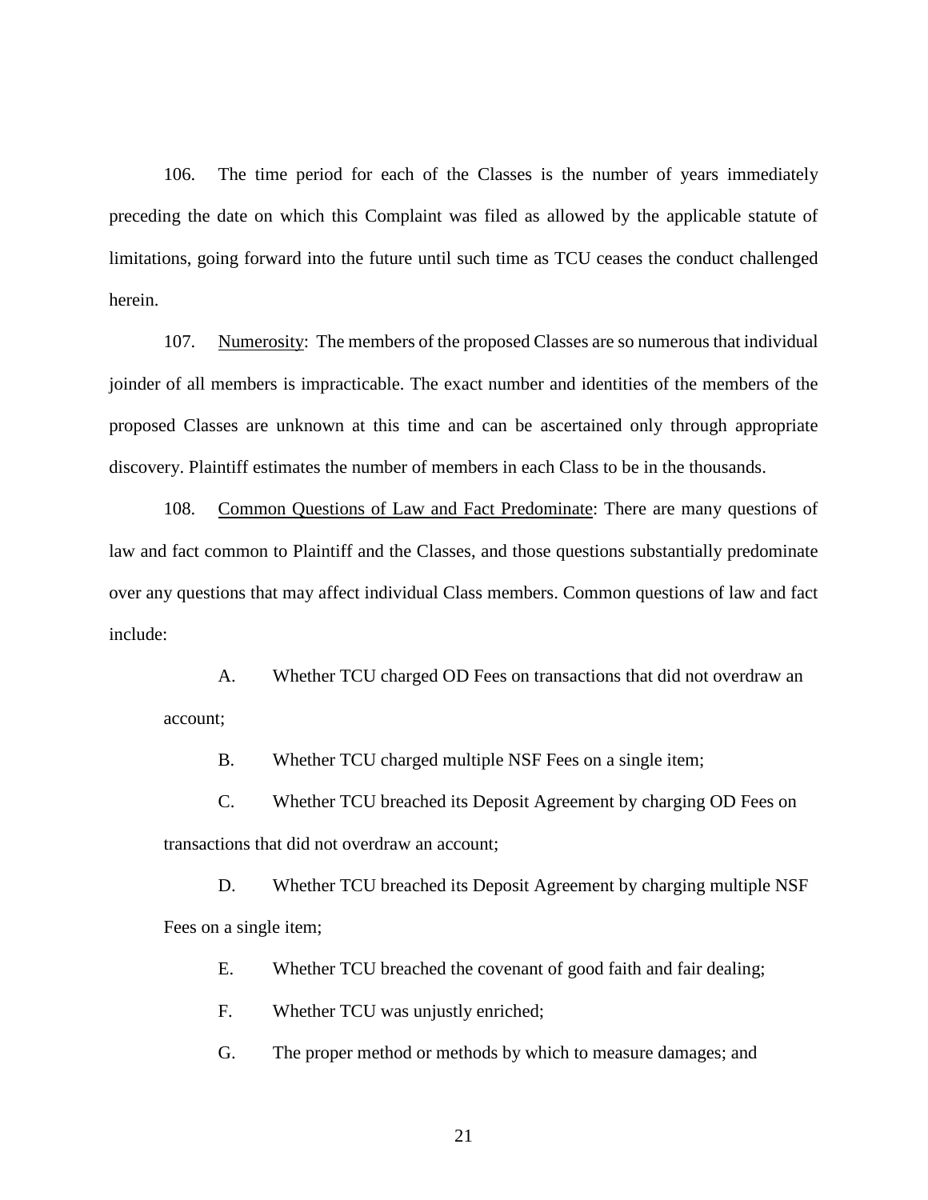106. The time period for each of the Classes is the number of years immediately preceding the date on which this Complaint was filed as allowed by the applicable statute of limitations, going forward into the future until such time as TCU ceases the conduct challenged herein.

107. Numerosity: The members of the proposed Classes are so numerous that individual joinder of all members is impracticable. The exact number and identities of the members of the proposed Classes are unknown at this time and can be ascertained only through appropriate discovery. Plaintiff estimates the number of members in each Class to be in the thousands.

108. Common Questions of Law and Fact Predominate: There are many questions of law and fact common to Plaintiff and the Classes, and those questions substantially predominate over any questions that may affect individual Class members. Common questions of law and fact include:

A. Whether TCU charged OD Fees on transactions that did not overdraw an account;

B. Whether TCU charged multiple NSF Fees on a single item;

C. Whether TCU breached its Deposit Agreement by charging OD Fees on transactions that did not overdraw an account;

D. Whether TCU breached its Deposit Agreement by charging multiple NSF Fees on a single item;

E. Whether TCU breached the covenant of good faith and fair dealing;

F. Whether TCU was unjustly enriched;

G. The proper method or methods by which to measure damages; and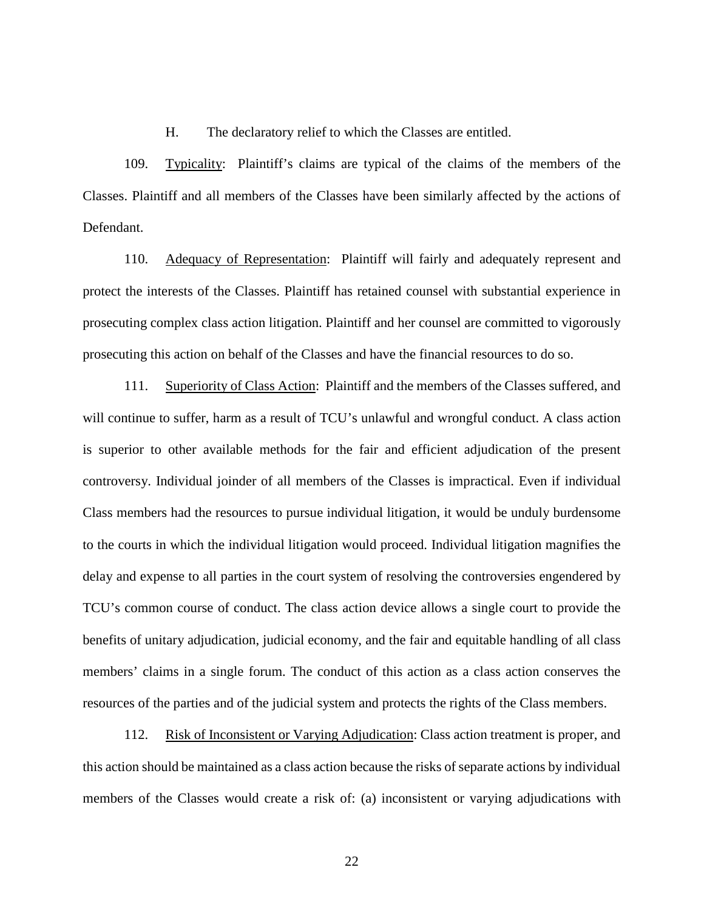H. The declaratory relief to which the Classes are entitled.

109. Typicality: Plaintiff's claims are typical of the claims of the members of the Classes. Plaintiff and all members of the Classes have been similarly affected by the actions of Defendant.

110. Adequacy of Representation: Plaintiff will fairly and adequately represent and protect the interests of the Classes. Plaintiff has retained counsel with substantial experience in prosecuting complex class action litigation. Plaintiff and her counsel are committed to vigorously prosecuting this action on behalf of the Classes and have the financial resources to do so.

111. Superiority of Class Action: Plaintiff and the members of the Classes suffered, and will continue to suffer, harm as a result of TCU's unlawful and wrongful conduct. A class action is superior to other available methods for the fair and efficient adjudication of the present controversy. Individual joinder of all members of the Classes is impractical. Even if individual Class members had the resources to pursue individual litigation, it would be unduly burdensome to the courts in which the individual litigation would proceed. Individual litigation magnifies the delay and expense to all parties in the court system of resolving the controversies engendered by TCU's common course of conduct. The class action device allows a single court to provide the benefits of unitary adjudication, judicial economy, and the fair and equitable handling of all class members' claims in a single forum. The conduct of this action as a class action conserves the resources of the parties and of the judicial system and protects the rights of the Class members.

112. Risk of Inconsistent or Varying Adjudication: Class action treatment is proper, and this action should be maintained as a class action because the risks of separate actions by individual members of the Classes would create a risk of: (a) inconsistent or varying adjudications with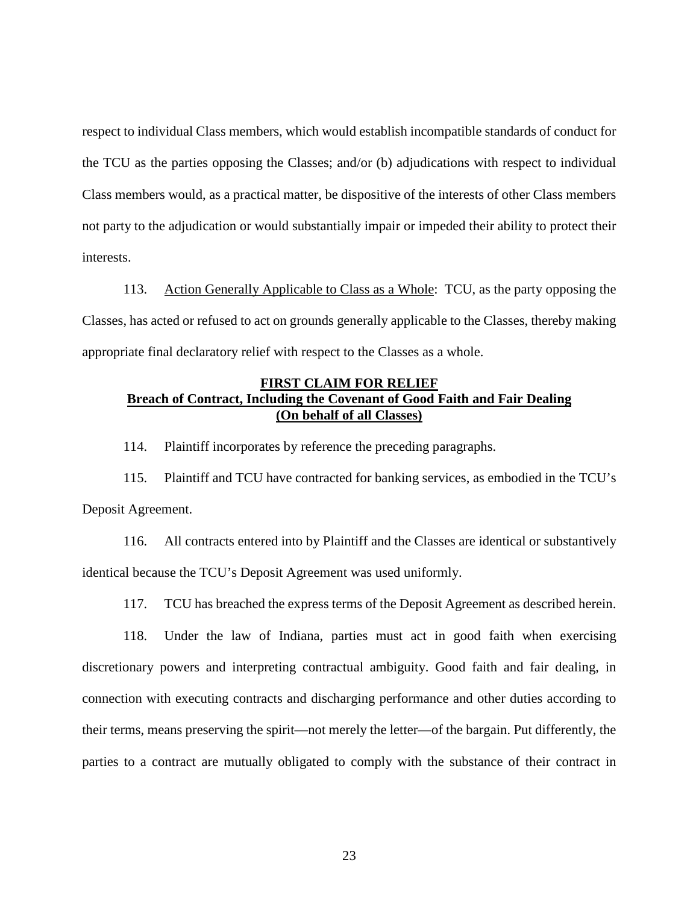respect to individual Class members, which would establish incompatible standards of conduct for the TCU as the parties opposing the Classes; and/or (b) adjudications with respect to individual Class members would, as a practical matter, be dispositive of the interests of other Class members not party to the adjudication or would substantially impair or impeded their ability to protect their interests.

113. Action Generally Applicable to Class as a Whole: TCU, as the party opposing the Classes, has acted or refused to act on grounds generally applicable to the Classes, thereby making appropriate final declaratory relief with respect to the Classes as a whole.

## FIRST CLAIM FOR RELIEF
## Breach of Contract, Including the Covenant of Good Faith and Fair Dealing
## (On behalf of all Classes)

114. Plaintiff incorporates by reference the preceding paragraphs.

115. Plaintiff and TCU have contracted for banking services, as embodied in the TCU's Deposit Agreement.

116. All contracts entered into by Plaintiff and the Classes are identical or substantively identical because the TCU's Deposit Agreement was used uniformly.

117. TCU has breached the express terms of the Deposit Agreement as described herein.

118. Under the law of Indiana, parties must act in good faith when exercising discretionary powers and interpreting contractual ambiguity. Good faith and fair dealing, in connection with executing contracts and discharging performance and other duties according to their terms, means preserving the spirit—not merely the letter—of the bargain. Put differently, the parties to a contract are mutually obligated to comply with the substance of their contract in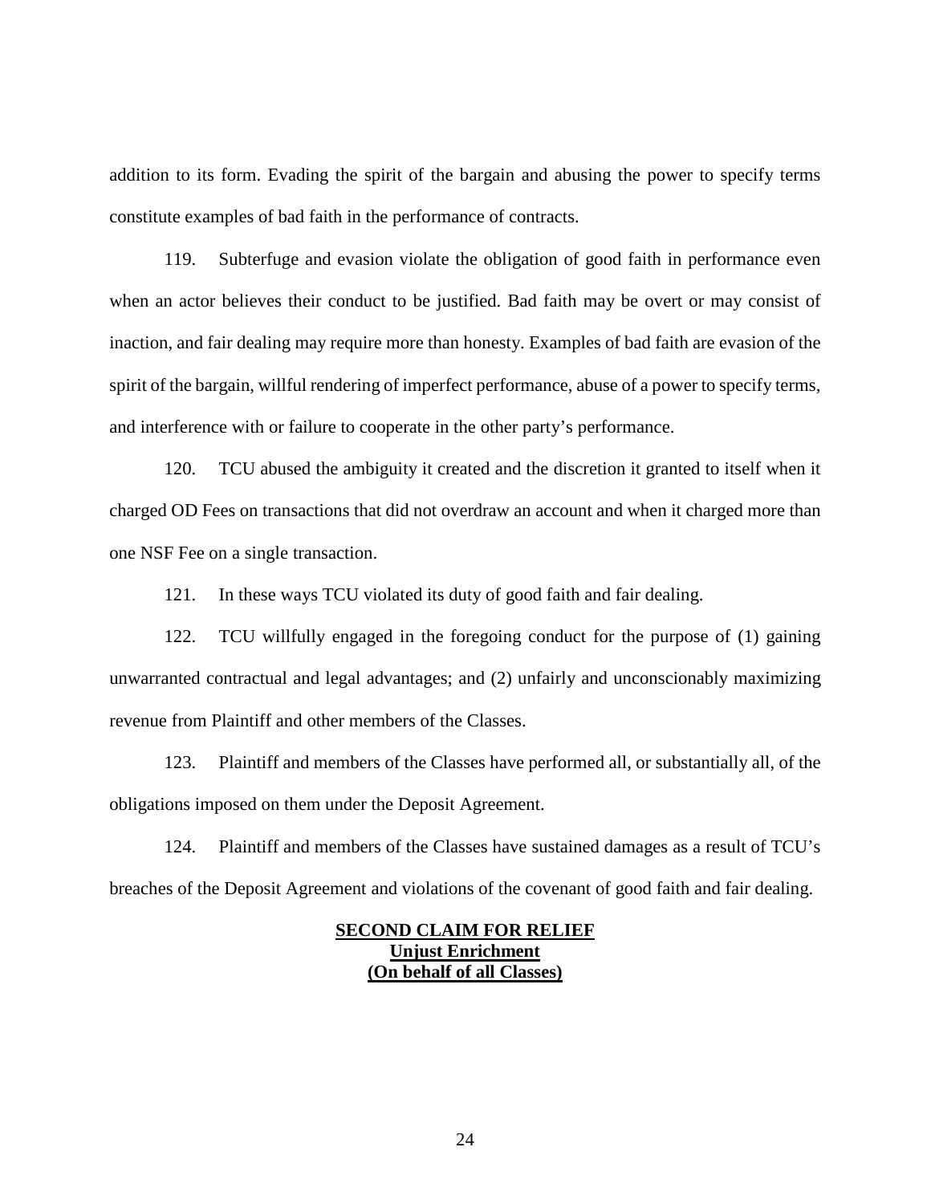addition to its form. Evading the spirit of the bargain and abusing the power to specify terms constitute examples of bad faith in the performance of contracts.

119. Subterfuge and evasion violate the obligation of good faith in performance even when an actor believes their conduct to be justified. Bad faith may be overt or may consist of inaction, and fair dealing may require more than honesty. Examples of bad faith are evasion of the spirit of the bargain, willful rendering of imperfect performance, abuse of a power to specify terms, and interference with or failure to cooperate in the other party's performance.

120. TCU abused the ambiguity it created and the discretion it granted to itself when it charged OD Fees on transactions that did not overdraw an account and when it charged more than one NSF Fee on a single transaction.

121. In these ways TCU violated its duty of good faith and fair dealing.

122. TCU willfully engaged in the foregoing conduct for the purpose of (1) gaining unwarranted contractual and legal advantages; and (2) unfairly and unconscionably maximizing revenue from Plaintiff and other members of the Classes.

123. Plaintiff and members of the Classes have performed all, or substantially all, of the obligations imposed on them under the Deposit Agreement.

124. Plaintiff and members of the Classes have sustained damages as a result of TCU's breaches of the Deposit Agreement and violations of the covenant of good faith and fair dealing.

## SECOND CLAIM FOR RELIEF
## Unjust Enrichment
## (On behalf of all Classes)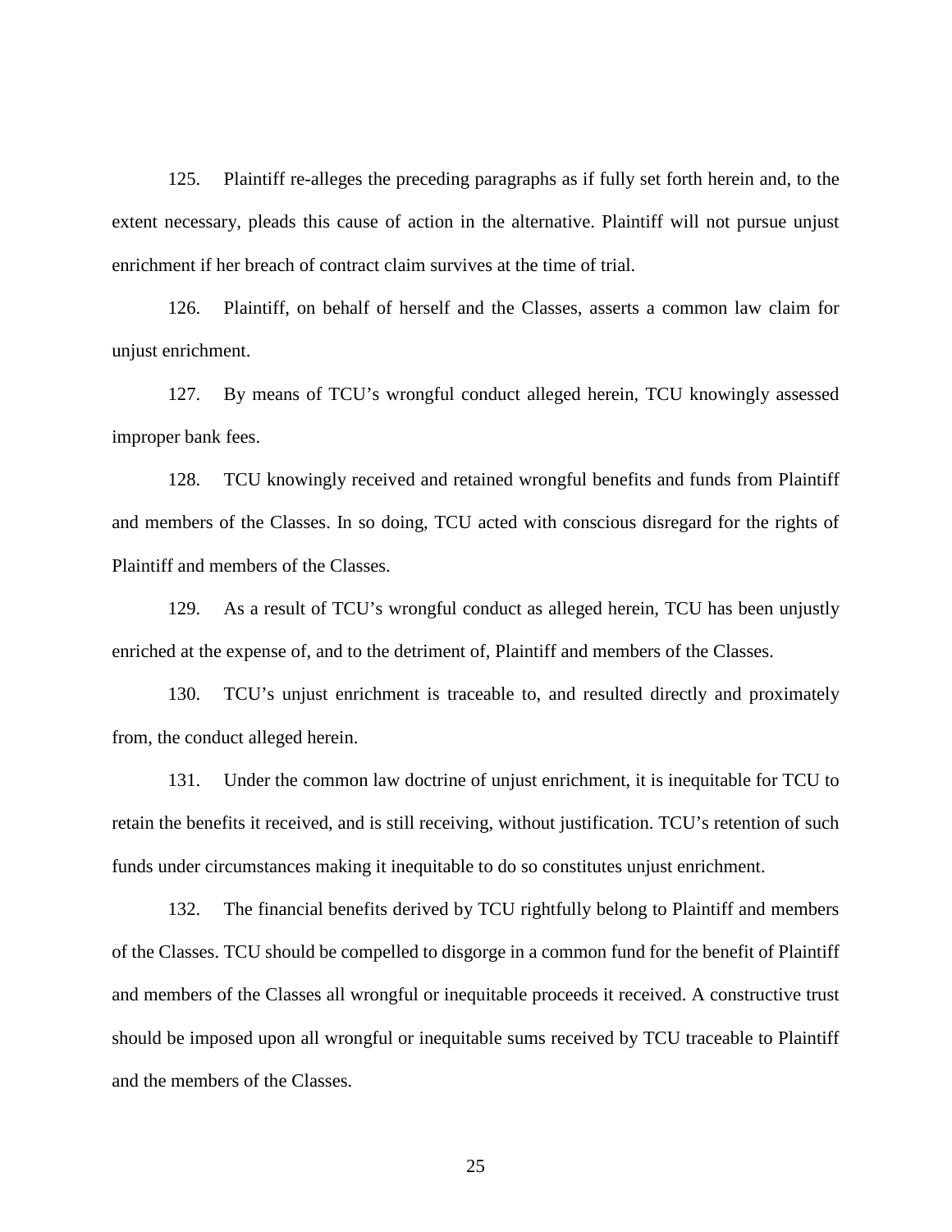125. Plaintiff re-alleges the preceding paragraphs as if fully set forth herein and, to the extent necessary, pleads this cause of action in the alternative. Plaintiff will not pursue unjust enrichment if her breach of contract claim survives at the time of trial.

126. Plaintiff, on behalf of herself and the Classes, asserts a common law claim for unjust enrichment.

127. By means of TCU's wrongful conduct alleged herein, TCU knowingly assessed improper bank fees.

128. TCU knowingly received and retained wrongful benefits and funds from Plaintiff and members of the Classes. In so doing, TCU acted with conscious disregard for the rights of Plaintiff and members of the Classes.

129. As a result of TCU's wrongful conduct as alleged herein, TCU has been unjustly enriched at the expense of, and to the detriment of, Plaintiff and members of the Classes.

130. TCU's unjust enrichment is traceable to, and resulted directly and proximately from, the conduct alleged herein.

131. Under the common law doctrine of unjust enrichment, it is inequitable for TCU to retain the benefits it received, and is still receiving, without justification. TCU's retention of such funds under circumstances making it inequitable to do so constitutes unjust enrichment.

132. The financial benefits derived by TCU rightfully belong to Plaintiff and members of the Classes. TCU should be compelled to disgorge in a common fund for the benefit of Plaintiff and members of the Classes all wrongful or inequitable proceeds it received. A constructive trust should be imposed upon all wrongful or inequitable sums received by TCU traceable to Plaintiff and the members of the Classes.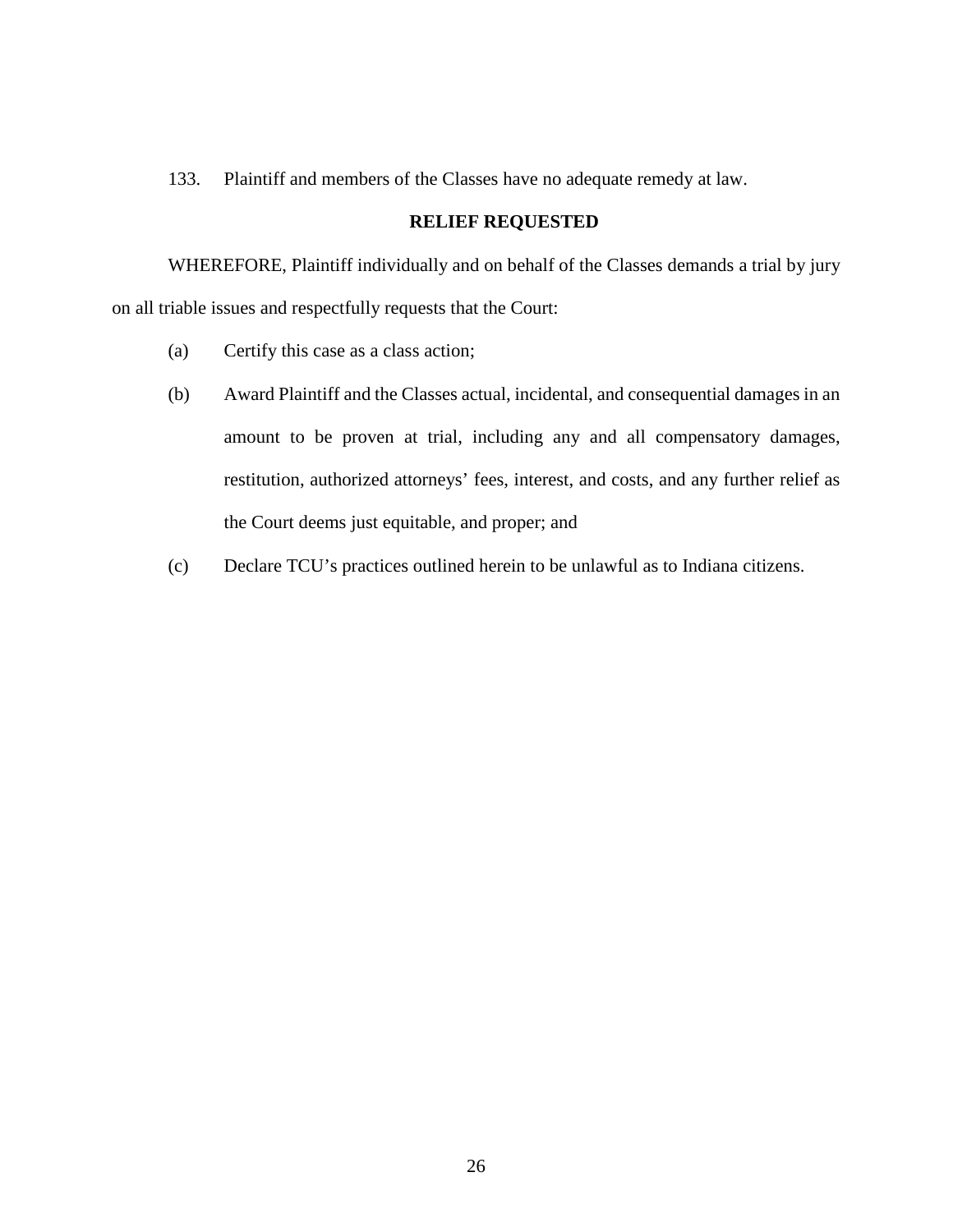133. Plaintiff and members of the Classes have no adequate remedy at law.

## RELIEF REQUESTED

WHEREFORE, Plaintiff individually and on behalf of the Classes demands a trial by jury on all triable issues and respectfully requests that the Court:

(a) Certify this case as a class action;

(b) Award Plaintiff and the Classes actual, incidental, and consequential damages in an amount to be proven at trial, including any and all compensatory damages, restitution, authorized attorneys' fees, interest, and costs, and any further relief as the Court deems just equitable, and proper; and

(c) Declare TCU's practices outlined herein to be unlawful as to Indiana citizens.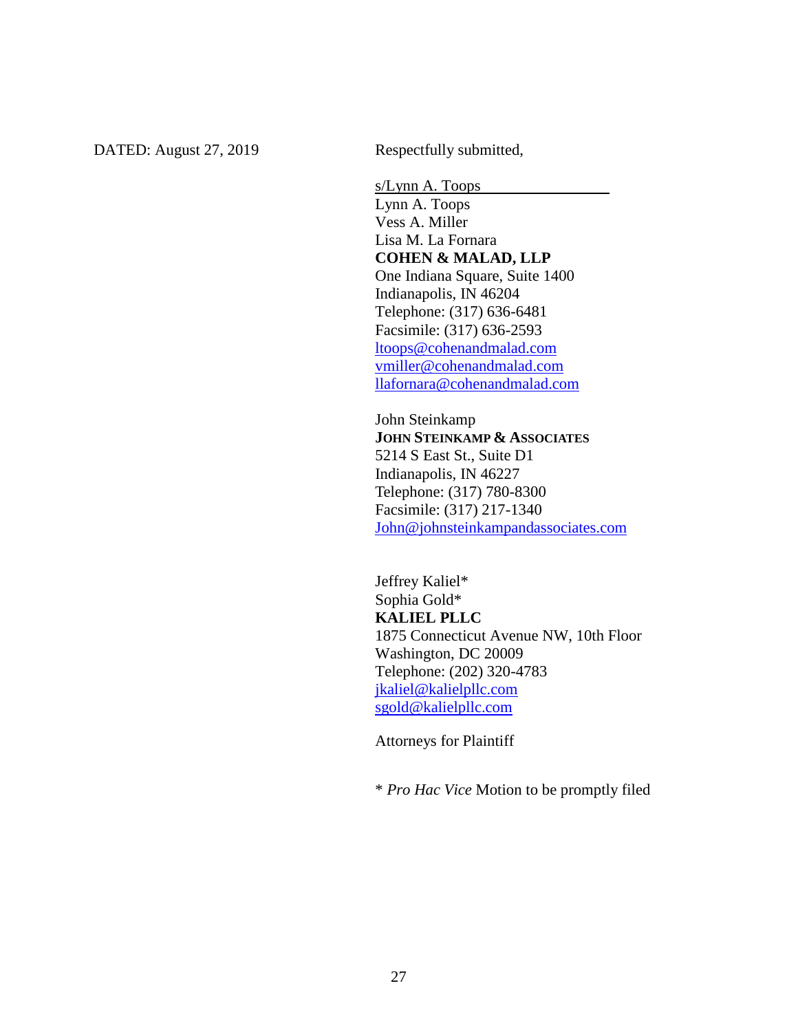DATED: August 27, 2019

Respectfully submitted,

s/Lynn A. Toops
Lynn A. Toops
Vess A. Miller
Lisa M. La Fornara
**COHEN & MALAD, LLP**
One Indiana Square, Suite 1400
Indianapolis, IN 46204
Telephone: (317) 636-6481
Facsimile: (317) 636-2593
ltoops@cohenandmalad.com
vmiller@cohenandmalad.com
llafornara@cohenandmalad.com

John Steinkamp
**JOHN STEINKAMP & ASSOCIATES**
5214 S East St., Suite D1
Indianapolis, IN 46227
Telephone: (317) 780-8300
Facsimile: (317) 217-1340
John@johnsteinkampandassociates.com

Jeffrey Kaliel*
Sophia Gold*
**KALIEL PLLC**
1875 Connecticut Avenue NW, 10th Floor
Washington, DC 20009
Telephone: (202) 320-4783
jkaliel@kalielpllc.com
sgold@kalielpllc.com

Attorneys for Plaintiff

\* *Pro Hac Vice* Motion to be promptly filed